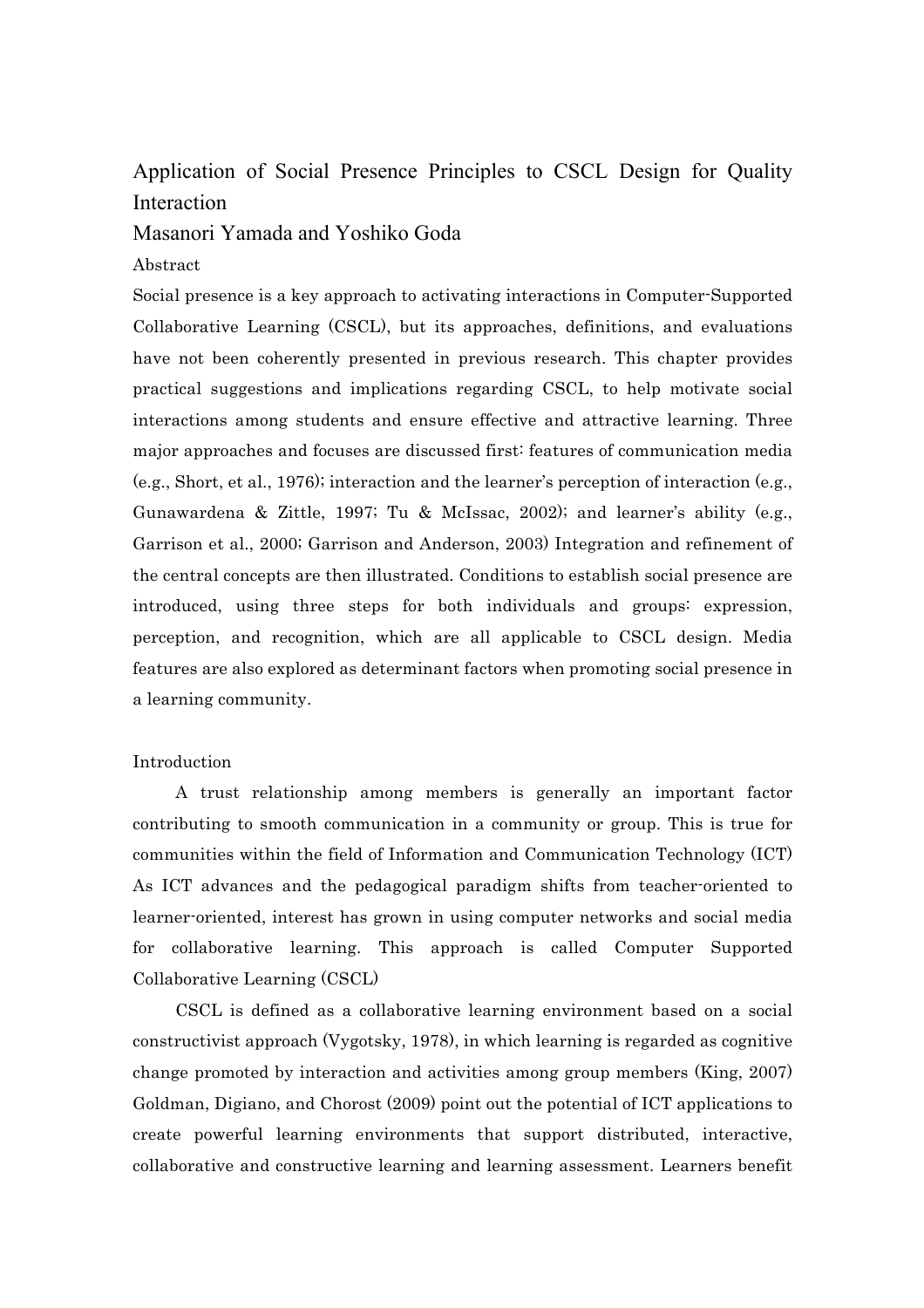# Application of Social Presence Principles to CSCL Design for Quality Interaction

Masanori Yamada and Yoshiko Goda

## Abstract

Social presence is a key approach to activating interactions in Computer-Supported Collaborative Learning (CSCL), but its approaches, definitions, and evaluations have not been coherently presented in previous research. This chapter provides practical suggestions and implications regarding CSCL, to help motivate social interactions among students and ensure effective and attractive learning. Three major approaches and focuses are discussed first: features of communication media (e.g., Short, et al., 1976); interaction and the learner's perception of interaction (e.g., Gunawardena & Zittle, 1997; Tu & McIssac, 2002); and learner's ability (e.g., Garrison et al., 2000; Garrison and Anderson, 2003) Integration and refinement of the central concepts are then illustrated. Conditions to establish social presence are introduced, using three steps for both individuals and groups: expression, perception, and recognition, which are all applicable to CSCL design. Media features are also explored as determinant factors when promoting social presence in a learning community.

## Introduction

A trust relationship among members is generally an important factor contributing to smooth communication in a community or group. This is true for communities within the field of Information and Communication Technology (ICT) As ICT advances and the pedagogical paradigm shifts from teacher-oriented to learner-oriented, interest has grown in using computer networks and social media for collaborative learning. This approach is called Computer Supported Collaborative Learning (CSCL)

CSCL is defined as a collaborative learning environment based on a social constructivist approach (Vygotsky, 1978), in which learning is regarded as cognitive change promoted by interaction and activities among group members (King, 2007) Goldman, Digiano, and Chorost (2009) point out the potential of ICT applications to create powerful learning environments that support distributed, interactive, collaborative and constructive learning and learning assessment. Learners benefit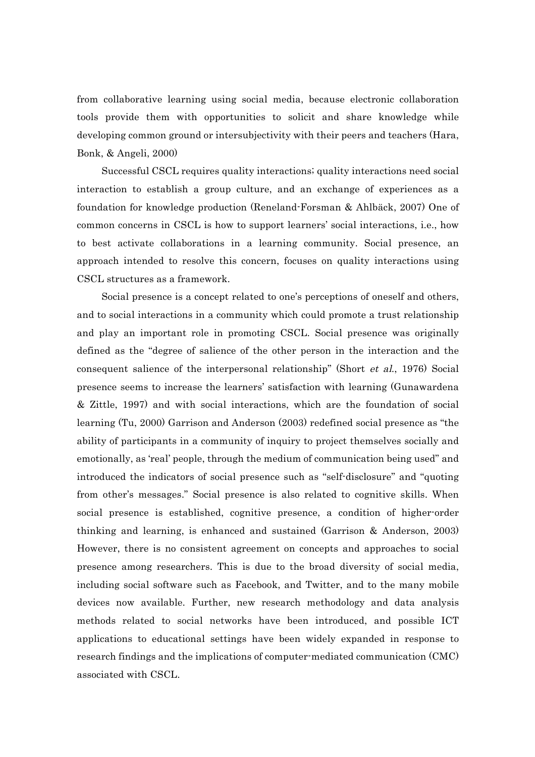from collaborative learning using social media, because electronic collaboration tools provide them with opportunities to solicit and share knowledge while developing common ground or intersubjectivity with their peers and teachers (Hara, Bonk, & Angeli, 2000)

Successful CSCL requires quality interactions; quality interactions need social interaction to establish a group culture, and an exchange of experiences as a foundation for knowledge production (Reneland-Forsman & Ahlbäck, 2007) One of common concerns in CSCL is how to support learners' social interactions, i.e., how to best activate collaborations in a learning community. Social presence, an approach intended to resolve this concern, focuses on quality interactions using CSCL structures as a framework.

Social presence is a concept related to one's perceptions of oneself and others, and to social interactions in a community which could promote a trust relationship and play an important role in promoting CSCL. Social presence was originally defined as the "degree of salience of the other person in the interaction and the consequent salience of the interpersonal relationship" (Short *et al.*, 1976) Social presence seems to increase the learners' satisfaction with learning (Gunawardena & Zittle, 1997) and with social interactions, which are the foundation of social learning (Tu, 2000) Garrison and Anderson (2003) redefined social presence as "the ability of participants in a community of inquiry to project themselves socially and emotionally, as 'real' people, through the medium of communication being used" and introduced the indicators of social presence such as "self-disclosure" and "quoting from other's messages." Social presence is also related to cognitive skills. When social presence is established, cognitive presence, a condition of higher-order thinking and learning, is enhanced and sustained (Garrison & Anderson, 2003) However, there is no consistent agreement on concepts and approaches to social presence among researchers. This is due to the broad diversity of social media, including social software such as Facebook, and Twitter, and to the many mobile devices now available. Further, new research methodology and data analysis methods related to social networks have been introduced, and possible ICT applications to educational settings have been widely expanded in response to research findings and the implications of computer-mediated communication (CMC) associated with CSCL.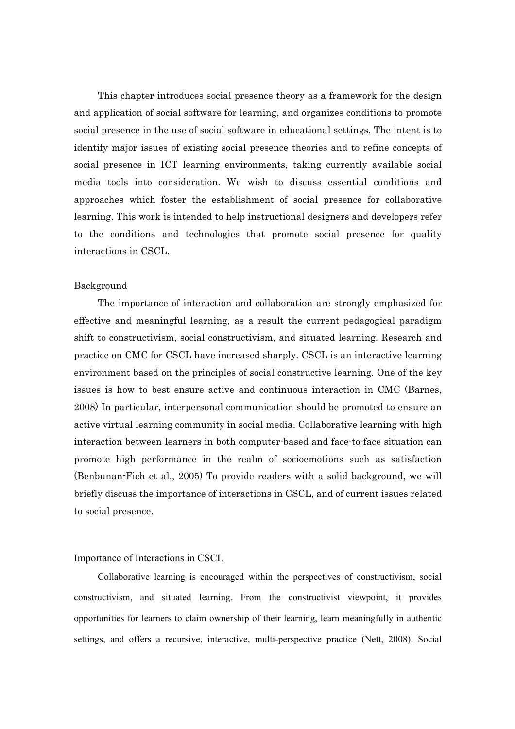This chapter introduces social presence theory as a framework for the design and application of social software for learning, and organizes conditions to promote social presence in the use of social software in educational settings. The intent is to identify major issues of existing social presence theories and to refine concepts of social presence in ICT learning environments, taking currently available social media tools into consideration. We wish to discuss essential conditions and approaches which foster the establishment of social presence for collaborative learning. This work is intended to help instructional designers and developers refer to the conditions and technologies that promote social presence for quality interactions in CSCL.

## Background

The importance of interaction and collaboration are strongly emphasized for effective and meaningful learning, as a result the current pedagogical paradigm shift to constructivism, social constructivism, and situated learning. Research and practice on CMC for CSCL have increased sharply. CSCL is an interactive learning environment based on the principles of social constructive learning. One of the key issues is how to best ensure active and continuous interaction in CMC (Barnes, 2008) In particular, interpersonal communication should be promoted to ensure an active virtual learning community in social media. Collaborative learning with high interaction between learners in both computer-based and face-to-face situation can promote high performance in the realm of socioemotions such as satisfaction (Benbunan-Fich et al., 2005) To provide readers with a solid background, we will briefly discuss the importance of interactions in CSCL, and of current issues related to social presence.

### Importance of Interactions in CSCL

Collaborative learning is encouraged within the perspectives of constructivism, social constructivism, and situated learning. From the constructivist viewpoint, it provides opportunities for learners to claim ownership of their learning, learn meaningfully in authentic settings, and offers a recursive, interactive, multi-perspective practice (Nett, 2008). Social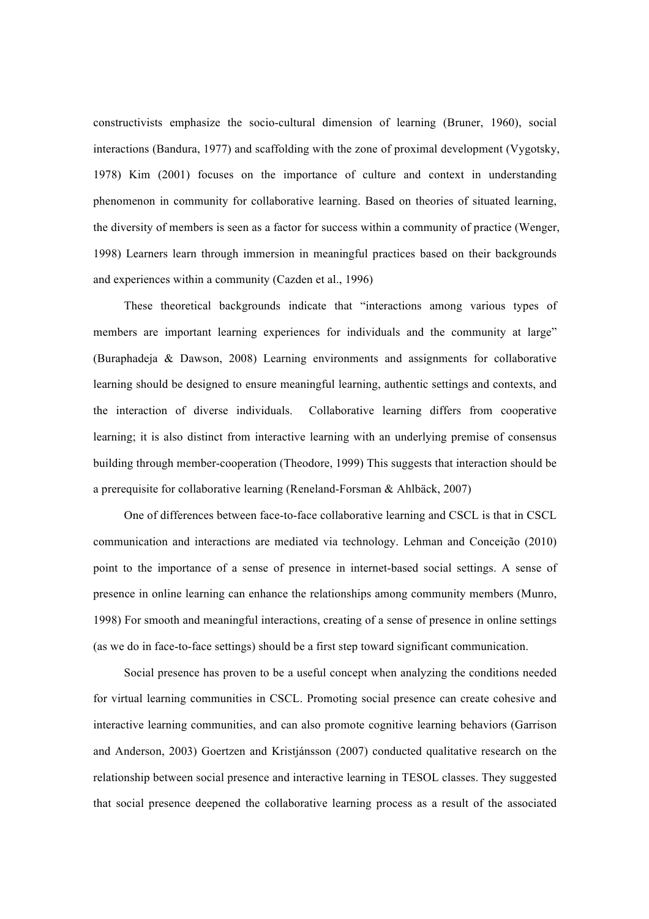constructivists emphasize the socio-cultural dimension of learning (Bruner, 1960), social interactions (Bandura, 1977) and scaffolding with the zone of proximal development (Vygotsky, 1978) Kim (2001) focuses on the importance of culture and context in understanding phenomenon in community for collaborative learning. Based on theories of situated learning, the diversity of members is seen as a factor for success within a community of practice (Wenger, 1998) Learners learn through immersion in meaningful practices based on their backgrounds and experiences within a community (Cazden et al., 1996)

These theoretical backgrounds indicate that "interactions among various types of members are important learning experiences for individuals and the community at large" (Buraphadeja & Dawson, 2008) Learning environments and assignments for collaborative learning should be designed to ensure meaningful learning, authentic settings and contexts, and the interaction of diverse individuals. Collaborative learning differs from cooperative learning; it is also distinct from interactive learning with an underlying premise of consensus building through member-cooperation (Theodore, 1999) This suggests that interaction should be a prerequisite for collaborative learning (Reneland-Forsman & Ahlbäck, 2007)

One of differences between face-to-face collaborative learning and CSCL is that in CSCL communication and interactions are mediated via technology. Lehman and Conceição (2010) point to the importance of a sense of presence in internet-based social settings. A sense of presence in online learning can enhance the relationships among community members (Munro, 1998) For smooth and meaningful interactions, creating of a sense of presence in online settings (as we do in face-to-face settings) should be a first step toward significant communication.

Social presence has proven to be a useful concept when analyzing the conditions needed for virtual learning communities in CSCL. Promoting social presence can create cohesive and interactive learning communities, and can also promote cognitive learning behaviors (Garrison and Anderson, 2003) Goertzen and Kristjánsson (2007) conducted qualitative research on the relationship between social presence and interactive learning in TESOL classes. They suggested that social presence deepened the collaborative learning process as a result of the associated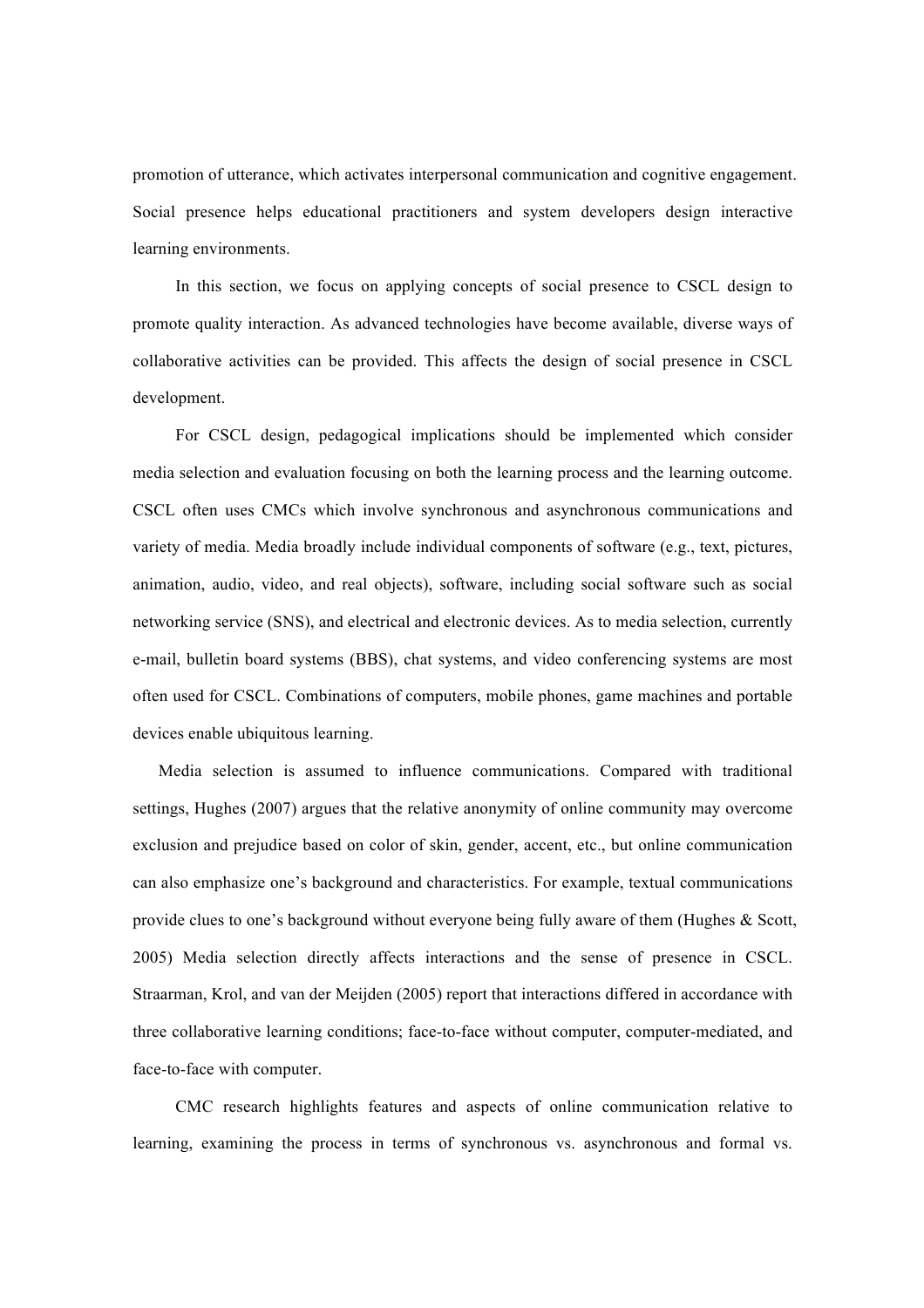promotion of utterance, which activates interpersonal communication and cognitive engagement. Social presence helps educational practitioners and system developers design interactive learning environments.

In this section, we focus on applying concepts of social presence to CSCL design to promote quality interaction. As advanced technologies have become available, diverse ways of collaborative activities can be provided. This affects the design of social presence in CSCL development.

For CSCL design, pedagogical implications should be implemented which consider media selection and evaluation focusing on both the learning process and the learning outcome. CSCL often uses CMCs which involve synchronous and asynchronous communications and variety of media. Media broadly include individual components of software (e.g., text, pictures, animation, audio, video, and real objects), software, including social software such as social networking service (SNS), and electrical and electronic devices. As to media selection, currently e-mail, bulletin board systems (BBS), chat systems, and video conferencing systems are most often used for CSCL. Combinations of computers, mobile phones, game machines and portable devices enable ubiquitous learning.

Media selection is assumed to influence communications. Compared with traditional settings, Hughes (2007) argues that the relative anonymity of online community may overcome exclusion and prejudice based on color of skin, gender, accent, etc., but online communication can also emphasize one's background and characteristics. For example, textual communications provide clues to one's background without everyone being fully aware of them (Hughes & Scott, 2005) Media selection directly affects interactions and the sense of presence in CSCL. Straarman, Krol, and van der Meijden (2005) report that interactions differed in accordance with three collaborative learning conditions; face-to-face without computer, computer-mediated, and face-to-face with computer.

CMC research highlights features and aspects of online communication relative to learning, examining the process in terms of synchronous vs. asynchronous and formal vs.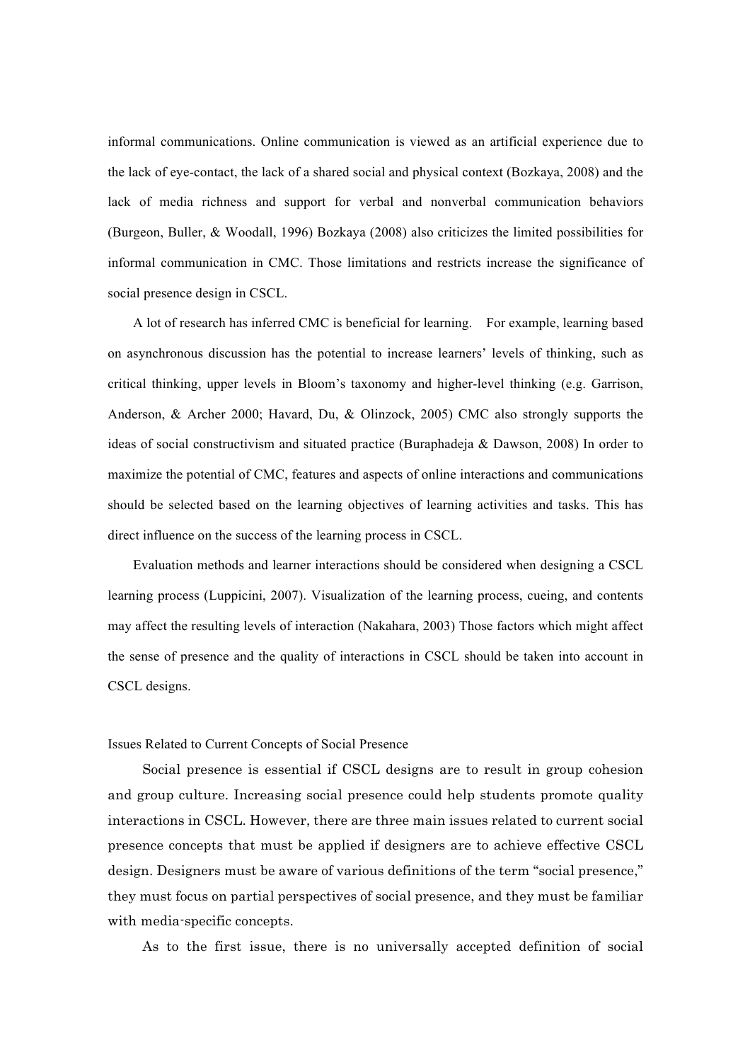informal communications. Online communication is viewed as an artificial experience due to the lack of eye-contact, the lack of a shared social and physical context (Bozkaya, 2008) and the lack of media richness and support for verbal and nonverbal communication behaviors (Burgeon, Buller, & Woodall, 1996) Bozkaya (2008) also criticizes the limited possibilities for informal communication in CMC. Those limitations and restricts increase the significance of social presence design in CSCL.

A lot of research has inferred CMC is beneficial for learning. For example, learning based on asynchronous discussion has the potential to increase learners' levels of thinking, such as critical thinking, upper levels in Bloom's taxonomy and higher-level thinking (e.g. Garrison, Anderson, & Archer 2000; Havard, Du, & Olinzock, 2005) CMC also strongly supports the ideas of social constructivism and situated practice (Buraphadeja & Dawson, 2008) In order to maximize the potential of CMC, features and aspects of online interactions and communications should be selected based on the learning objectives of learning activities and tasks. This has direct influence on the success of the learning process in CSCL.

Evaluation methods and learner interactions should be considered when designing a CSCL learning process (Luppicini, 2007). Visualization of the learning process, cueing, and contents may affect the resulting levels of interaction (Nakahara, 2003) Those factors which might affect the sense of presence and the quality of interactions in CSCL should be taken into account in CSCL designs.

## Issues Related to Current Concepts of Social Presence

Social presence is essential if CSCL designs are to result in group cohesion and group culture. Increasing social presence could help students promote quality interactions in CSCL. However, there are three main issues related to current social presence concepts that must be applied if designers are to achieve effective CSCL design. Designers must be aware of various definitions of the term "social presence," they must focus on partial perspectives of social presence, and they must be familiar with media-specific concepts.

As to the first issue, there is no universally accepted definition of social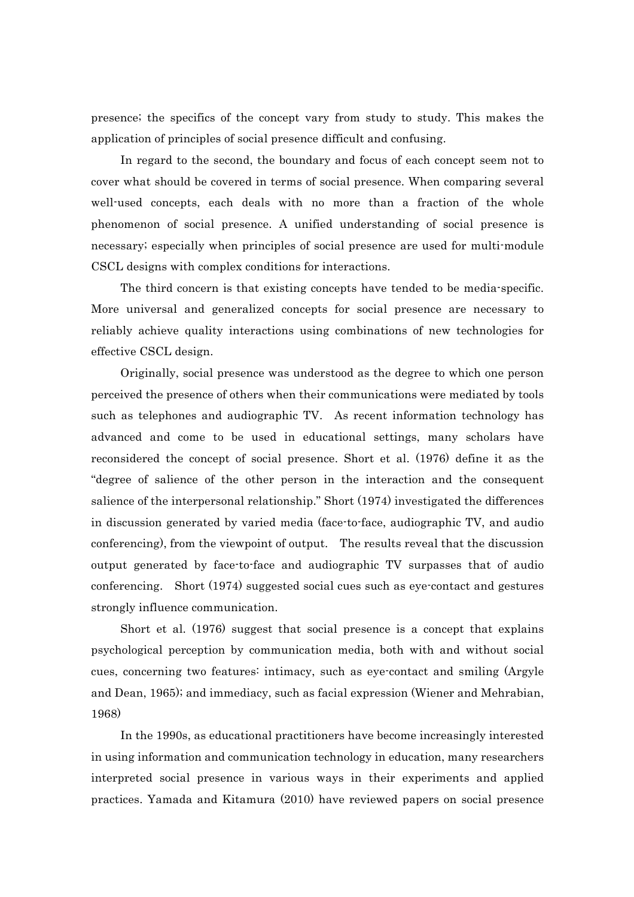presence; the specifics of the concept vary from study to study. This makes the application of principles of social presence difficult and confusing.

In regard to the second, the boundary and focus of each concept seem not to cover what should be covered in terms of social presence. When comparing several well-used concepts, each deals with no more than a fraction of the whole phenomenon of social presence. A unified understanding of social presence is necessary; especially when principles of social presence are used for multi-module CSCL designs with complex conditions for interactions.

The third concern is that existing concepts have tended to be media-specific. More universal and generalized concepts for social presence are necessary to reliably achieve quality interactions using combinations of new technologies for effective CSCL design.

Originally, social presence was understood as the degree to which one person perceived the presence of others when their communications were mediated by tools such as telephones and audiographic TV. As recent information technology has advanced and come to be used in educational settings, many scholars have reconsidered the concept of social presence. Short et al. (1976) define it as the "degree of salience of the other person in the interaction and the consequent salience of the interpersonal relationship." Short (1974) investigated the differences in discussion generated by varied media (face-to-face, audiographic TV, and audio conferencing), from the viewpoint of output. The results reveal that the discussion output generated by face-to-face and audiographic TV surpasses that of audio conferencing. Short (1974) suggested social cues such as eye-contact and gestures strongly influence communication.

Short et al. (1976) suggest that social presence is a concept that explains psychological perception by communication media, both with and without social cues, concerning two features: intimacy, such as eye-contact and smiling (Argyle and Dean, 1965); and immediacy, such as facial expression (Wiener and Mehrabian, 1968)

In the 1990s, as educational practitioners have become increasingly interested in using information and communication technology in education, many researchers interpreted social presence in various ways in their experiments and applied practices. Yamada and Kitamura (2010) have reviewed papers on social presence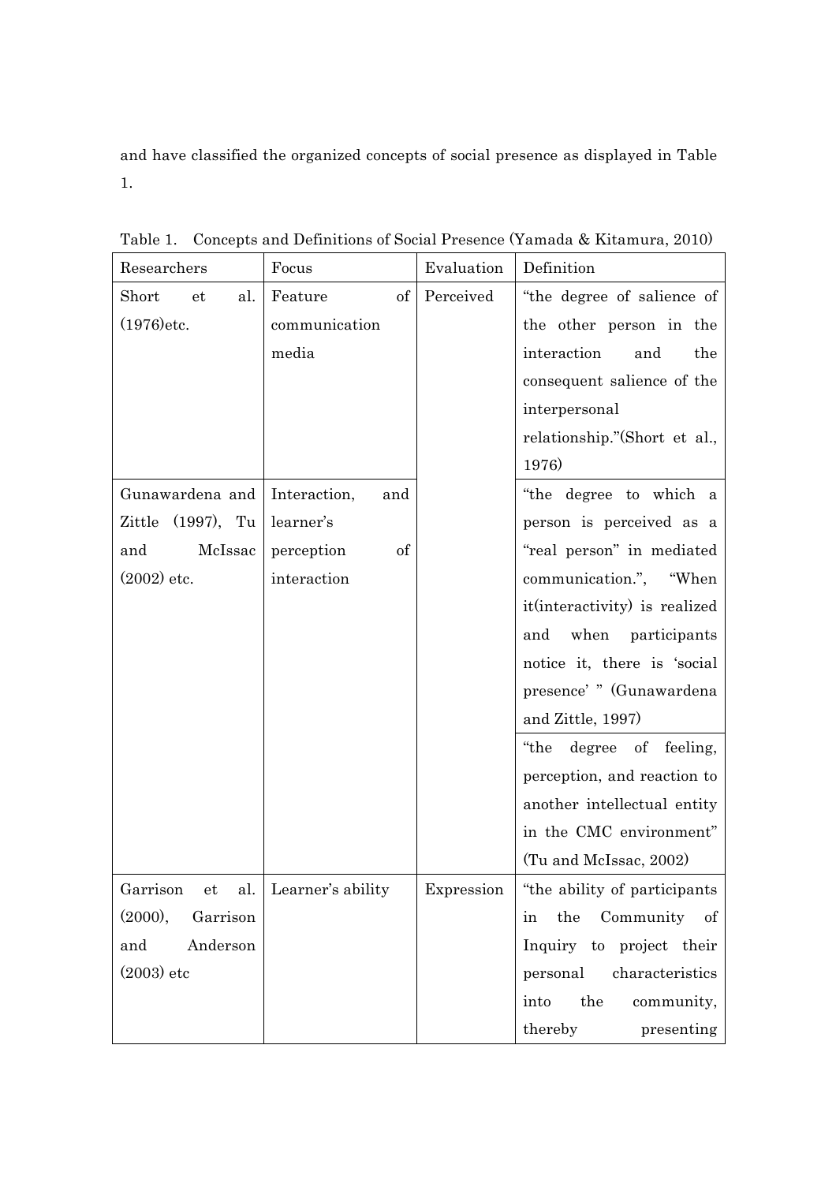and have classified the organized concepts of social presence as displayed in Table 1.

Table 1. Concepts and Definitions of Social Presence (Yamada & Kitamura, 2010)

| Researchers | Focus | Evaluation | Definition |
|---|---|---|---|
| Short et al. (1976)etc. | Feature of communication media | Perceived | "the degree of salience of the other person in the interaction and the consequent salience of the interpersonal relationship."(Short et al., 1976) |
| Gunawardena and Zittle (1997), Tu and McIssac (2002) etc. | Interaction, and learner's perception of interaction | | "the degree to which a person is perceived as a "real person" in mediated communication.", "When it(interactivity) is realized and when participants notice it, there is 'social presence' " (Gunawardena and Zittle, 1997) |
| | | | "the degree of feeling, perception, and reaction to another intellectual entity in the CMC environment" (Tu and McIssac, 2002) |
| Garrison et al. (2000), Garrison and Anderson (2003) etc | Learner's ability | Expression | "the ability of participants in the Community of Inquiry to project their personal characteristics into the community, thereby presenting |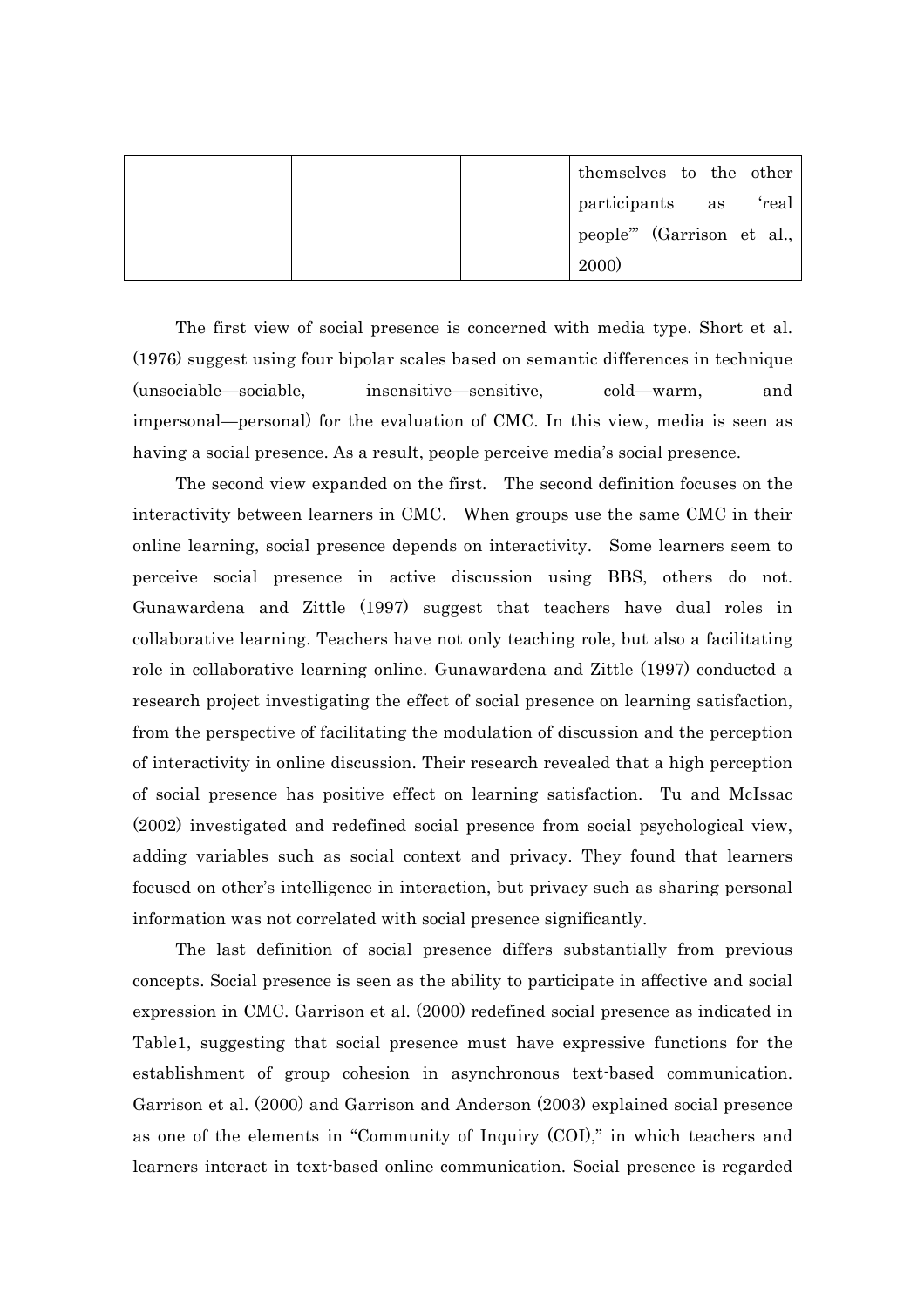| | | | themselves to the other participants as 'real people'" (Garrison et al., 2000) |
|---|---|---|---|

The first view of social presence is concerned with media type. Short et al. (1976) suggest using four bipolar scales based on semantic differences in technique (unsociable—sociable, insensitive—sensitive, cold—warm, and impersonal—personal) for the evaluation of CMC. In this view, media is seen as having a social presence. As a result, people perceive media's social presence.

The second view expanded on the first. The second definition focuses on the interactivity between learners in CMC. When groups use the same CMC in their online learning, social presence depends on interactivity. Some learners seem to perceive social presence in active discussion using BBS, others do not. Gunawardena and Zittle (1997) suggest that teachers have dual roles in collaborative learning. Teachers have not only teaching role, but also a facilitating role in collaborative learning online. Gunawardena and Zittle (1997) conducted a research project investigating the effect of social presence on learning satisfaction, from the perspective of facilitating the modulation of discussion and the perception of interactivity in online discussion. Their research revealed that a high perception of social presence has positive effect on learning satisfaction. Tu and McIssac (2002) investigated and redefined social presence from social psychological view, adding variables such as social context and privacy. They found that learners focused on other's intelligence in interaction, but privacy such as sharing personal information was not correlated with social presence significantly.

The last definition of social presence differs substantially from previous concepts. Social presence is seen as the ability to participate in affective and social expression in CMC. Garrison et al. (2000) redefined social presence as indicated in Table1, suggesting that social presence must have expressive functions for the establishment of group cohesion in asynchronous text-based communication. Garrison et al. (2000) and Garrison and Anderson (2003) explained social presence as one of the elements in "Community of Inquiry (COI)," in which teachers and learners interact in text-based online communication. Social presence is regarded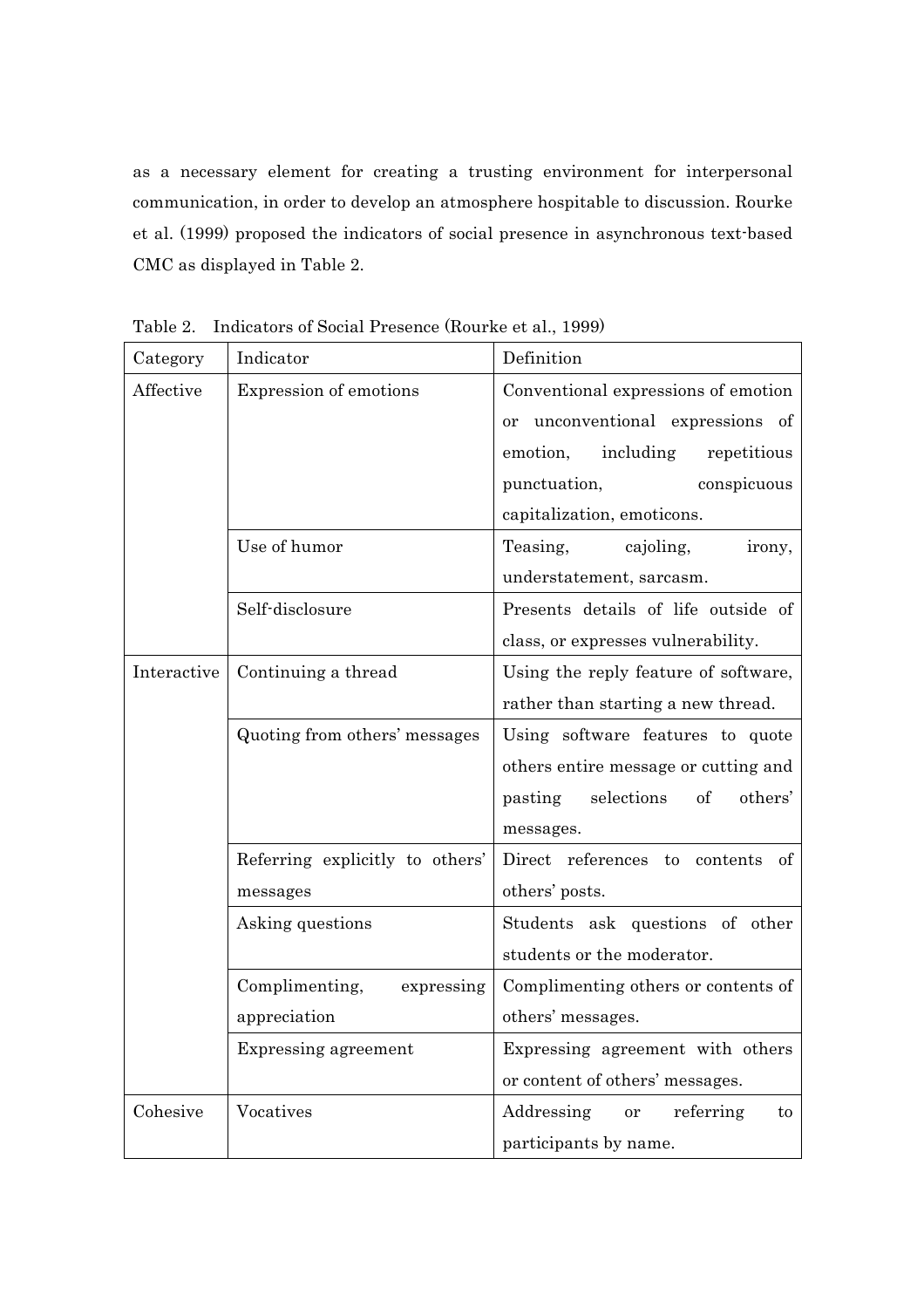as a necessary element for creating a trusting environment for interpersonal communication, in order to develop an atmosphere hospitable to discussion. Rourke et al. (1999) proposed the indicators of social presence in asynchronous text-based CMC as displayed in Table 2.

Table 2. Indicators of Social Presence (Rourke et al., 1999)

| Category | Indicator | Definition |
|---|---|---|
| Affective | Expression of emotions | Conventional expressions of emotion or unconventional expressions of emotion, including repetitious punctuation, conspicuous capitalization, emoticons. |
| | Use of humor | Teasing, cajoling, irony, understatement, sarcasm. |
| | Self-disclosure | Presents details of life outside of class, or expresses vulnerability. |
| Interactive | Continuing a thread | Using the reply feature of software, rather than starting a new thread. |
| | Quoting from others' messages | Using software features to quote others entire message or cutting and pasting selections of others' messages. |
| | Referring explicitly to others' messages | Direct references to contents of others' posts. |
| | Asking questions | Students ask questions of other students or the moderator. |
| | Complimenting, expressing appreciation | Complimenting others or contents of others' messages. |
| | Expressing agreement | Expressing agreement with others or content of others' messages. |
| Cohesive | Vocatives | Addressing or referring to participants by name. |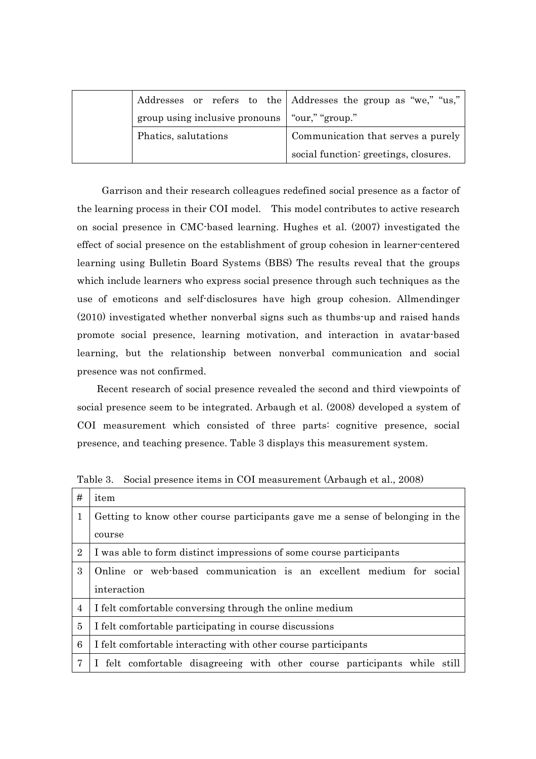|  | Addresses or refers to the group using inclusive pronouns | Addresses the group as "we," "us," "our," "group." |
|---|---|---|
|  | Phatics, salutations | Communication that serves a purely social function: greetings, closures. |

Garrison and their research colleagues redefined social presence as a factor of the learning process in their COI model. This model contributes to active research on social presence in CMC-based learning. Hughes et al. (2007) investigated the effect of social presence on the establishment of group cohesion in learner-centered learning using Bulletin Board Systems (BBS) The results reveal that the groups which include learners who express social presence through such techniques as the use of emoticons and self-disclosures have high group cohesion. Allmendinger (2010) investigated whether nonverbal signs such as thumbs-up and raised hands promote social presence, learning motivation, and interaction in avatar-based learning, but the relationship between nonverbal communication and social presence was not confirmed.

Recent research of social presence revealed the second and third viewpoints of social presence seem to be integrated. Arbaugh et al. (2008) developed a system of COI measurement which consisted of three parts: cognitive presence, social presence, and teaching presence. Table 3 displays this measurement system.

Table 3. Social presence items in COI measurement (Arbaugh et al., 2008)

| # | item |
|---|---|
| 1 | Getting to know other course participants gave me a sense of belonging in the course |
| 2 | I was able to form distinct impressions of some course participants |
| 3 | Online or web-based communication is an excellent medium for social interaction |
| 4 | I felt comfortable conversing through the online medium |
| 5 | I felt comfortable participating in course discussions |
| 6 | I felt comfortable interacting with other course participants |
| 7 | I felt comfortable disagreeing with other course participants while still |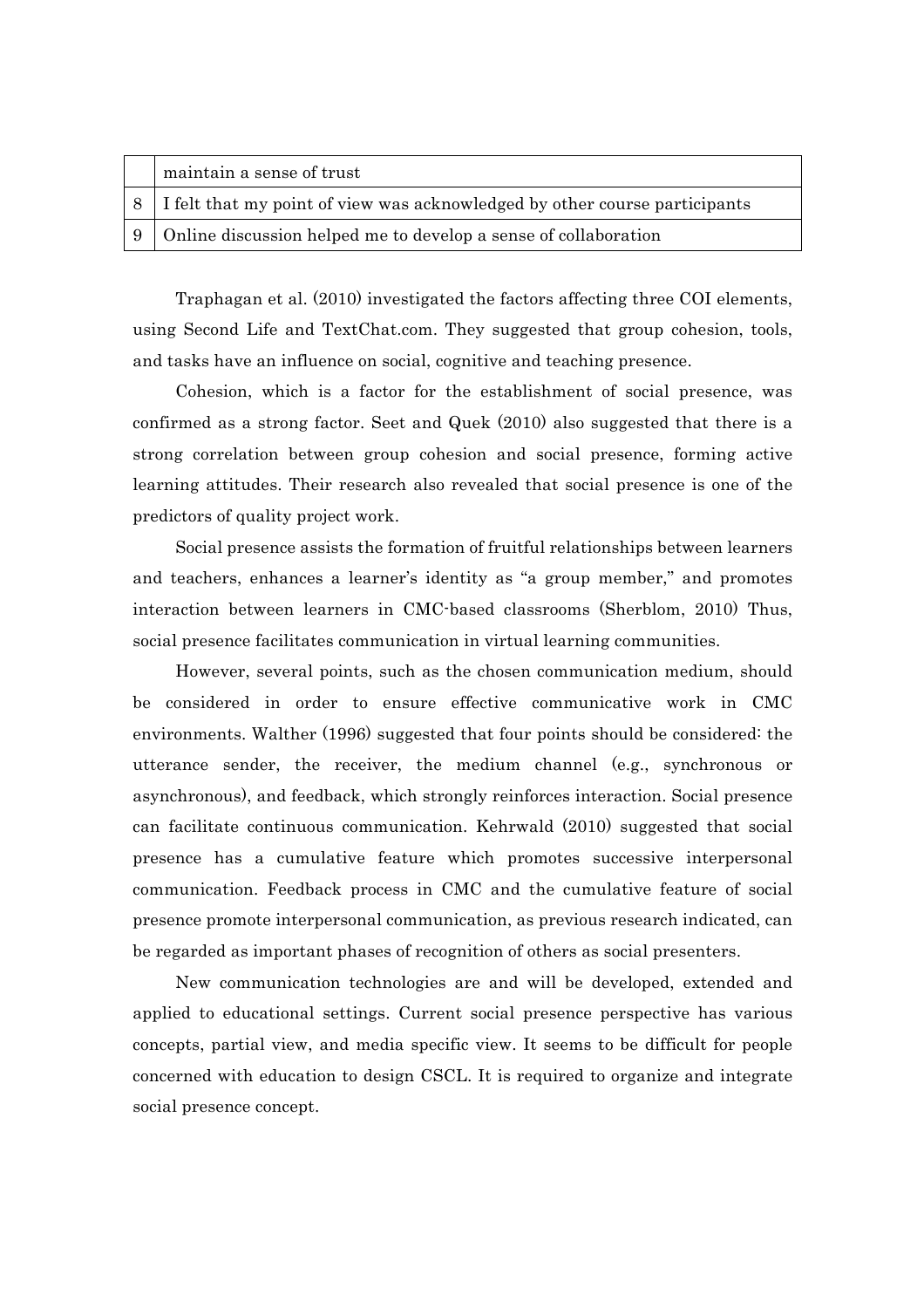| | |
|---|---|
| | maintain a sense of trust |
| 8 | I felt that my point of view was acknowledged by other course participants |
| 9 | Online discussion helped me to develop a sense of collaboration |

Traphagan et al. (2010) investigated the factors affecting three COI elements, using Second Life and TextChat.com. They suggested that group cohesion, tools, and tasks have an influence on social, cognitive and teaching presence.

Cohesion, which is a factor for the establishment of social presence, was confirmed as a strong factor. Seet and Quek (2010) also suggested that there is a strong correlation between group cohesion and social presence, forming active learning attitudes. Their research also revealed that social presence is one of the predictors of quality project work.

Social presence assists the formation of fruitful relationships between learners and teachers, enhances a learner's identity as "a group member," and promotes interaction between learners in CMC-based classrooms (Sherblom, 2010) Thus, social presence facilitates communication in virtual learning communities.

However, several points, such as the chosen communication medium, should be considered in order to ensure effective communicative work in CMC environments. Walther (1996) suggested that four points should be considered: the utterance sender, the receiver, the medium channel (e.g., synchronous or asynchronous), and feedback, which strongly reinforces interaction. Social presence can facilitate continuous communication. Kehrwald (2010) suggested that social presence has a cumulative feature which promotes successive interpersonal communication. Feedback process in CMC and the cumulative feature of social presence promote interpersonal communication, as previous research indicated, can be regarded as important phases of recognition of others as social presenters.

New communication technologies are and will be developed, extended and applied to educational settings. Current social presence perspective has various concepts, partial view, and media specific view. It seems to be difficult for people concerned with education to design CSCL. It is required to organize and integrate social presence concept.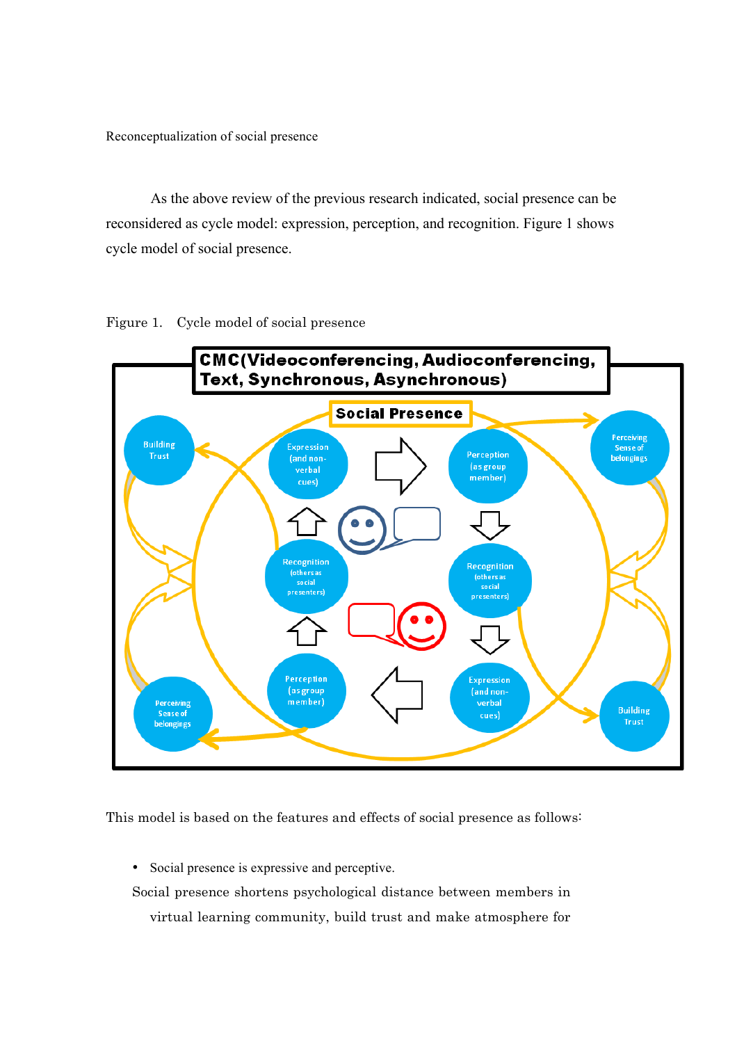Reconceptualization of social presence

As the above review of the previous research indicated, social presence can be reconsidered as cycle model: expression, perception, and recognition. Figure 1 shows cycle model of social presence.

Figure 1. Cycle model of social presence

This model is based on the features and effects of social presence as follows:

- Social presence is expressive and perceptive.

Social presence shortens psychological distance between members in virtual learning community, build trust and make atmosphere for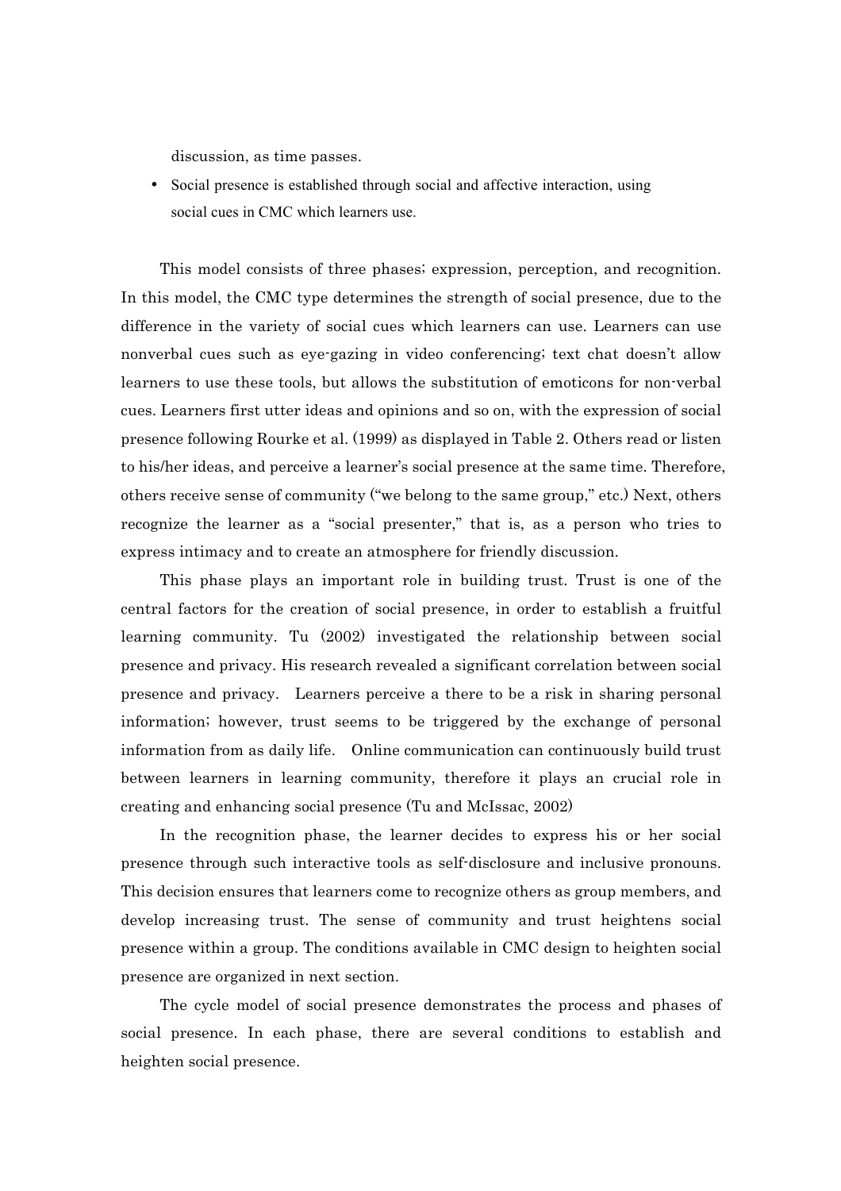discussion, as time passes.

- Social presence is established through social and affective interaction, using social cues in CMC which learners use.

This model consists of three phases; expression, perception, and recognition. In this model, the CMC type determines the strength of social presence, due to the difference in the variety of social cues which learners can use. Learners can use nonverbal cues such as eye-gazing in video conferencing; text chat doesn't allow learners to use these tools, but allows the substitution of emoticons for non-verbal cues. Learners first utter ideas and opinions and so on, with the expression of social presence following Rourke et al. (1999) as displayed in Table 2. Others read or listen to his/her ideas, and perceive a learner's social presence at the same time. Therefore, others receive sense of community ("we belong to the same group," etc.) Next, others recognize the learner as a "social presenter," that is, as a person who tries to express intimacy and to create an atmosphere for friendly discussion.

This phase plays an important role in building trust. Trust is one of the central factors for the creation of social presence, in order to establish a fruitful learning community. Tu (2002) investigated the relationship between social presence and privacy. His research revealed a significant correlation between social presence and privacy. Learners perceive a there to be a risk in sharing personal information; however, trust seems to be triggered by the exchange of personal information from as daily life. Online communication can continuously build trust between learners in learning community, therefore it plays an crucial role in creating and enhancing social presence (Tu and McIssac, 2002)

In the recognition phase, the learner decides to express his or her social presence through such interactive tools as self-disclosure and inclusive pronouns. This decision ensures that learners come to recognize others as group members, and develop increasing trust. The sense of community and trust heightens social presence within a group. The conditions available in CMC design to heighten social presence are organized in next section.

The cycle model of social presence demonstrates the process and phases of social presence. In each phase, there are several conditions to establish and heighten social presence.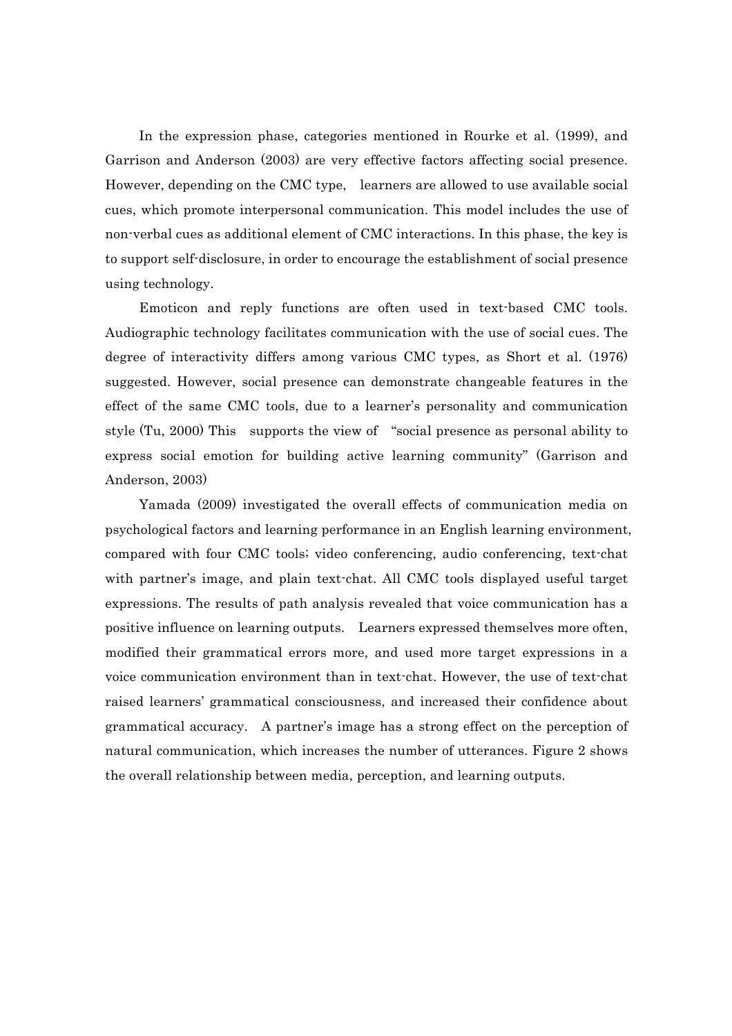In the expression phase, categories mentioned in Rourke et al. (1999), and Garrison and Anderson (2003) are very effective factors affecting social presence. However, depending on the CMC type, learners are allowed to use available social cues, which promote interpersonal communication. This model includes the use of non-verbal cues as additional element of CMC interactions. In this phase, the key is to support self-disclosure, in order to encourage the establishment of social presence using technology.

Emoticon and reply functions are often used in text-based CMC tools. Audiographic technology facilitates communication with the use of social cues. The degree of interactivity differs among various CMC types, as Short et al. (1976) suggested. However, social presence can demonstrate changeable features in the effect of the same CMC tools, due to a learner's personality and communication style (Tu, 2000) This supports the view of "social presence as personal ability to express social emotion for building active learning community" (Garrison and Anderson, 2003)

Yamada (2009) investigated the overall effects of communication media on psychological factors and learning performance in an English learning environment, compared with four CMC tools; video conferencing, audio conferencing, text-chat with partner's image, and plain text-chat. All CMC tools displayed useful target expressions. The results of path analysis revealed that voice communication has a positive influence on learning outputs. Learners expressed themselves more often, modified their grammatical errors more, and used more target expressions in a voice communication environment than in text-chat. However, the use of text-chat raised learners' grammatical consciousness, and increased their confidence about grammatical accuracy. A partner's image has a strong effect on the perception of natural communication, which increases the number of utterances. Figure 2 shows the overall relationship between media, perception, and learning outputs.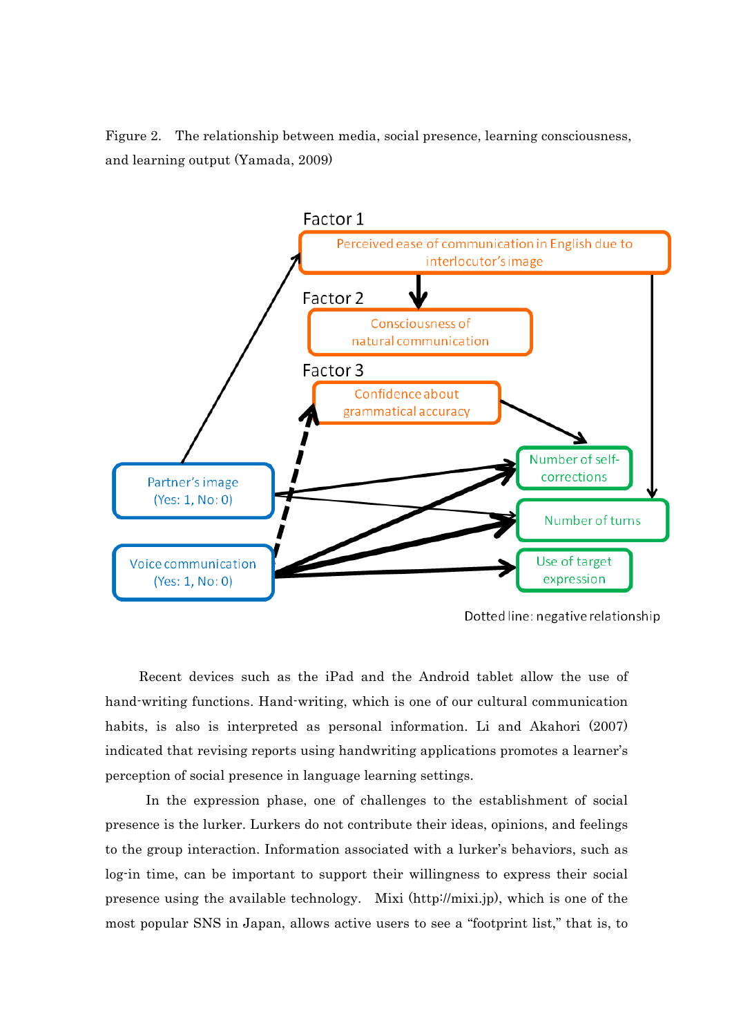Figure 2. The relationship between media, social presence, learning consciousness, and learning output (Yamada, 2009)

Factor 1

Perceived ease of communication in English due to interlocutor's image

Factor 2

Consciousness of natural communication

Factor 3

Confidence about grammatical accuracy

Partner's image (Yes: 1, No: 0)

Voice communication (Yes: 1, No: 0)

Number of self-corrections

Number of turns

Use of target expression

Dotted line: negative relationship

Recent devices such as the iPad and the Android tablet allow the use of hand-writing functions. Hand-writing, which is one of our cultural communication habits, is also is interpreted as personal information. Li and Akahori (2007) indicated that revising reports using handwriting applications promotes a learner's perception of social presence in language learning settings.

In the expression phase, one of challenges to the establishment of social presence is the lurker. Lurkers do not contribute their ideas, opinions, and feelings to the group interaction. Information associated with a lurker's behaviors, such as log-in time, can be important to support their willingness to express their social presence using the available technology. Mixi (http://mixi.jp), which is one of the most popular SNS in Japan, allows active users to see a "footprint list," that is, to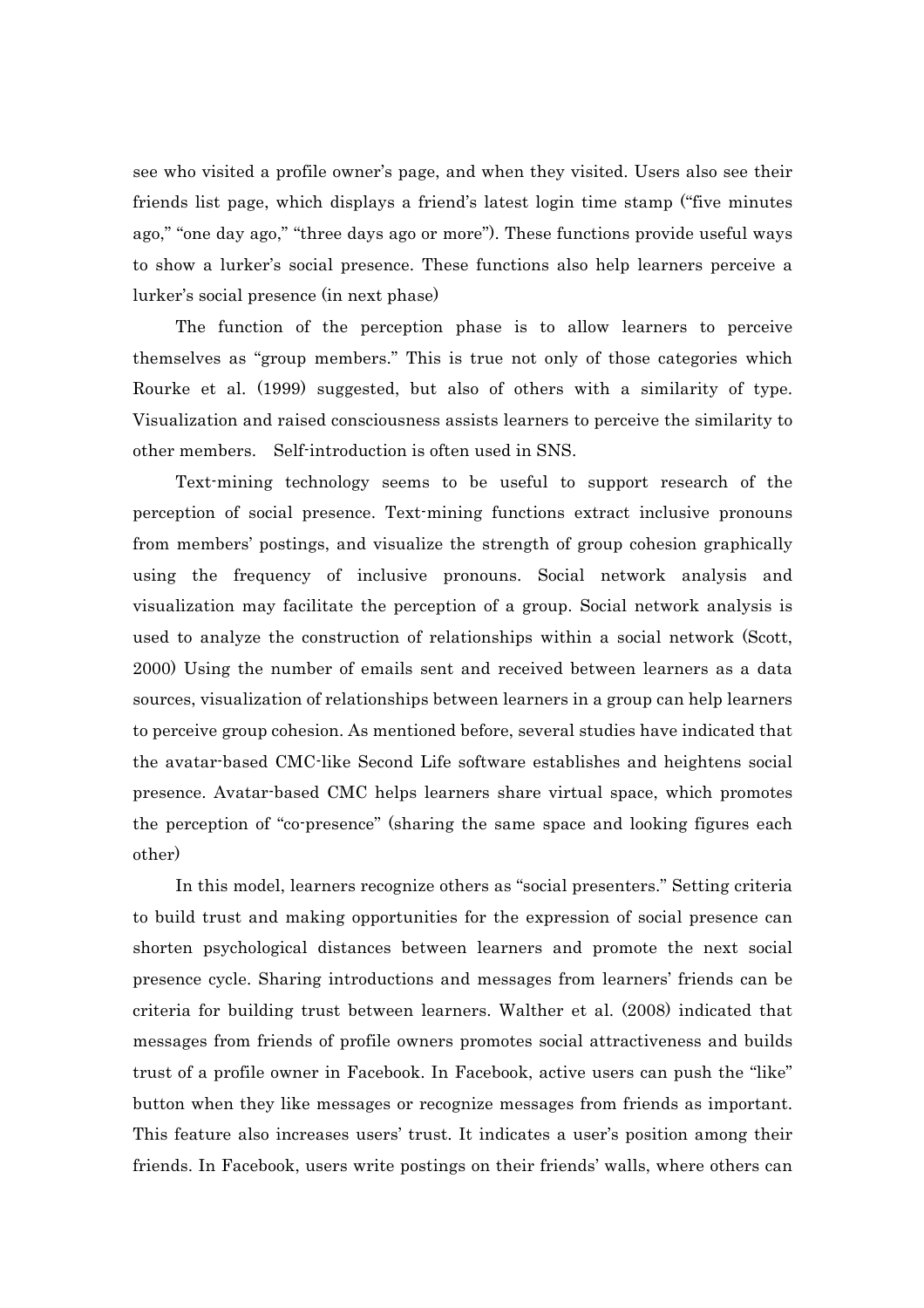see who visited a profile owner's page, and when they visited. Users also see their friends list page, which displays a friend's latest login time stamp ("five minutes ago," "one day ago," "three days ago or more"). These functions provide useful ways to show a lurker's social presence. These functions also help learners perceive a lurker's social presence (in next phase)

The function of the perception phase is to allow learners to perceive themselves as "group members." This is true not only of those categories which Rourke et al. (1999) suggested, but also of others with a similarity of type. Visualization and raised consciousness assists learners to perceive the similarity to other members. Self-introduction is often used in SNS.

Text-mining technology seems to be useful to support research of the perception of social presence. Text-mining functions extract inclusive pronouns from members' postings, and visualize the strength of group cohesion graphically using the frequency of inclusive pronouns. Social network analysis and visualization may facilitate the perception of a group. Social network analysis is used to analyze the construction of relationships within a social network (Scott, 2000) Using the number of emails sent and received between learners as a data sources, visualization of relationships between learners in a group can help learners to perceive group cohesion. As mentioned before, several studies have indicated that the avatar-based CMC-like Second Life software establishes and heightens social presence. Avatar-based CMC helps learners share virtual space, which promotes the perception of "co-presence" (sharing the same space and looking figures each other)

In this model, learners recognize others as "social presenters." Setting criteria to build trust and making opportunities for the expression of social presence can shorten psychological distances between learners and promote the next social presence cycle. Sharing introductions and messages from learners' friends can be criteria for building trust between learners. Walther et al. (2008) indicated that messages from friends of profile owners promotes social attractiveness and builds trust of a profile owner in Facebook. In Facebook, active users can push the "like" button when they like messages or recognize messages from friends as important. This feature also increases users' trust. It indicates a user's position among their friends. In Facebook, users write postings on their friends' walls, where others can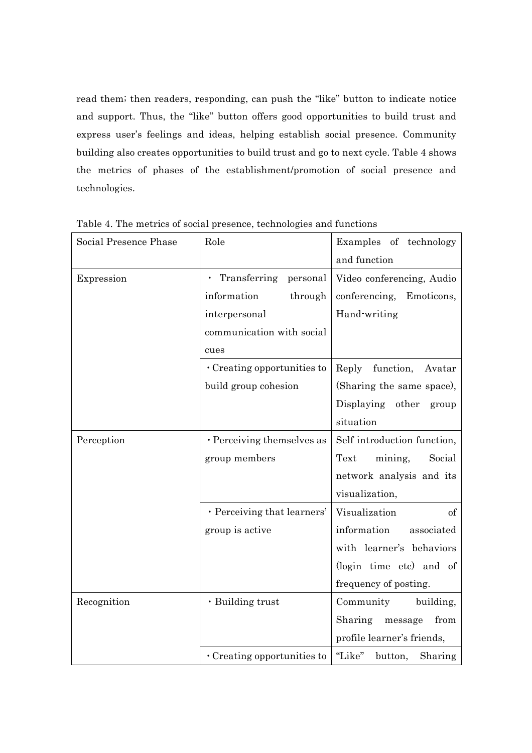read them; then readers, responding, can push the "like" button to indicate notice and support. Thus, the "like" button offers good opportunities to build trust and express user's feelings and ideas, helping establish social presence. Community building also creates opportunities to build trust and go to next cycle. Table 4 shows the metrics of phases of the establishment/promotion of social presence and technologies.

Table 4. The metrics of social presence, technologies and functions

| Social Presence Phase | Role | Examples of technology and function |
|---|---|---|
| Expression | ・Transferring personal information through interpersonal communication with social cues | Video conferencing, Audio conferencing, Emoticons, Hand-writing |
| | ・Creating opportunities to build group cohesion | Reply function, Avatar (Sharing the same space), Displaying other group situation |
| Perception | ・Perceiving themselves as group members | Self introduction function, Text mining, Social network analysis and its visualization, |
| | ・Perceiving that learners' group is active | Visualization of information associated with learner's behaviors (login time etc) and of frequency of posting. |
| Recognition | ・Building trust | Community building, Sharing message from profile learner's friends, |
| | ・Creating opportunities to | "Like" button, Sharing |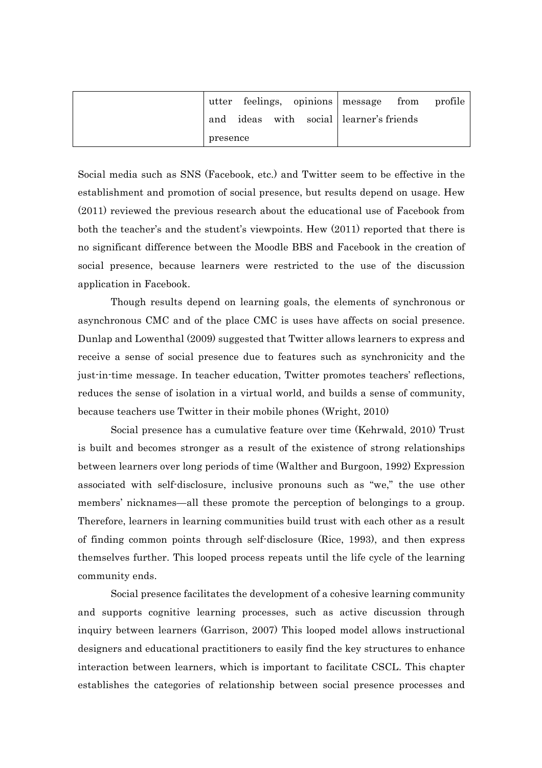|  | utter feelings, opinions and ideas with social presence | message from profile learner's friends |
| --- | --- | --- |

Social media such as SNS (Facebook, etc.) and Twitter seem to be effective in the establishment and promotion of social presence, but results depend on usage. Hew (2011) reviewed the previous research about the educational use of Facebook from both the teacher's and the student's viewpoints. Hew (2011) reported that there is no significant difference between the Moodle BBS and Facebook in the creation of social presence, because learners were restricted to the use of the discussion application in Facebook.

Though results depend on learning goals, the elements of synchronous or asynchronous CMC and of the place CMC is uses have affects on social presence. Dunlap and Lowenthal (2009) suggested that Twitter allows learners to express and receive a sense of social presence due to features such as synchronicity and the just-in-time message. In teacher education, Twitter promotes teachers' reflections, reduces the sense of isolation in a virtual world, and builds a sense of community, because teachers use Twitter in their mobile phones (Wright, 2010)

Social presence has a cumulative feature over time (Kehrwald, 2010) Trust is built and becomes stronger as a result of the existence of strong relationships between learners over long periods of time (Walther and Burgoon, 1992) Expression associated with self-disclosure, inclusive pronouns such as "we," the use other members' nicknames—all these promote the perception of belongings to a group. Therefore, learners in learning communities build trust with each other as a result of finding common points through self-disclosure (Rice, 1993), and then express themselves further. This looped process repeats until the life cycle of the learning community ends.

Social presence facilitates the development of a cohesive learning community and supports cognitive learning processes, such as active discussion through inquiry between learners (Garrison, 2007) This looped model allows instructional designers and educational practitioners to easily find the key structures to enhance interaction between learners, which is important to facilitate CSCL. This chapter establishes the categories of relationship between social presence processes and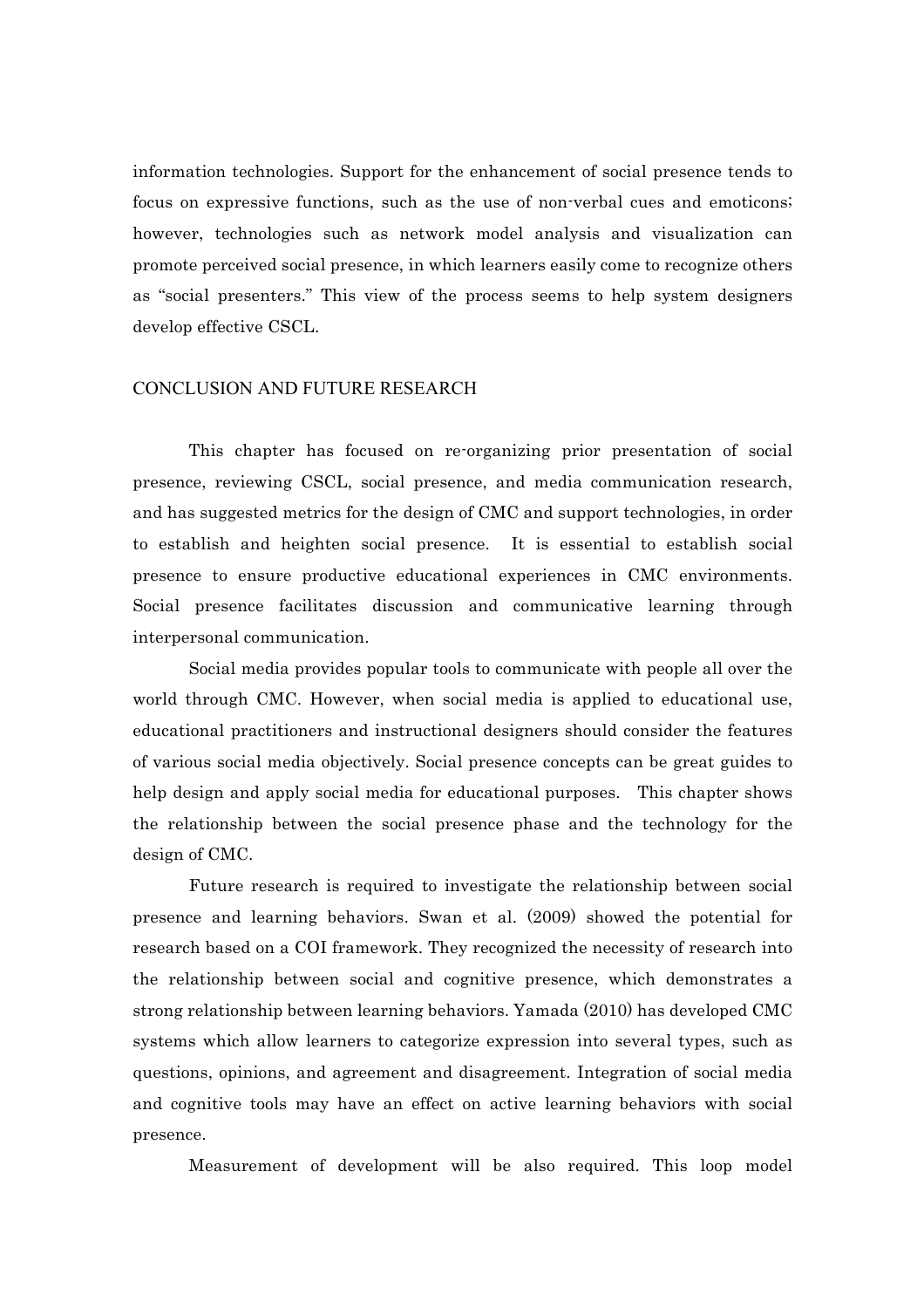information technologies. Support for the enhancement of social presence tends to focus on expressive functions, such as the use of non-verbal cues and emoticons; however, technologies such as network model analysis and visualization can promote perceived social presence, in which learners easily come to recognize others as “social presenters.” This view of the process seems to help system designers develop effective CSCL.

## CONCLUSION AND FUTURE RESEARCH

This chapter has focused on re-organizing prior presentation of social presence, reviewing CSCL, social presence, and media communication research, and has suggested metrics for the design of CMC and support technologies, in order to establish and heighten social presence. It is essential to establish social presence to ensure productive educational experiences in CMC environments. Social presence facilitates discussion and communicative learning through interpersonal communication.

Social media provides popular tools to communicate with people all over the world through CMC. However, when social media is applied to educational use, educational practitioners and instructional designers should consider the features of various social media objectively. Social presence concepts can be great guides to help design and apply social media for educational purposes. This chapter shows the relationship between the social presence phase and the technology for the design of CMC.

Future research is required to investigate the relationship between social presence and learning behaviors. Swan et al. (2009) showed the potential for research based on a COI framework. They recognized the necessity of research into the relationship between social and cognitive presence, which demonstrates a strong relationship between learning behaviors. Yamada (2010) has developed CMC systems which allow learners to categorize expression into several types, such as questions, opinions, and agreement and disagreement. Integration of social media and cognitive tools may have an effect on active learning behaviors with social presence.

Measurement of development will be also required. This loop model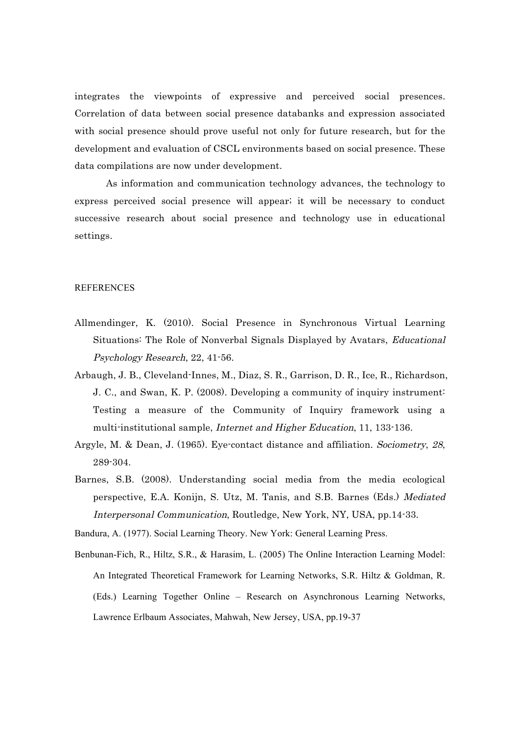integrates the viewpoints of expressive and perceived social presences. Correlation of data between social presence databanks and expression associated with social presence should prove useful not only for future research, but for the development and evaluation of CSCL environments based on social presence. These data compilations are now under development.

As information and communication technology advances, the technology to express perceived social presence will appear; it will be necessary to conduct successive research about social presence and technology use in educational settings.

## REFERENCES

Allmendinger, K. (2010). Social Presence in Synchronous Virtual Learning Situations: The Role of Nonverbal Signals Displayed by Avatars, *Educational Psychology Research*, 22, 41-56.

Arbaugh, J. B., Cleveland-Innes, M., Diaz, S. R., Garrison, D. R., Ice, R., Richardson, J. C., and Swan, K. P. (2008). Developing a community of inquiry instrument: Testing a measure of the Community of Inquiry framework using a multi-institutional sample, *Internet and Higher Education*, 11, 133-136.

Argyle, M. & Dean, J. (1965). Eye-contact distance and affiliation. *Sociometry*, *28*, 289-304.

Barnes, S.B. (2008). Understanding social media from the media ecological perspective, E.A. Konijn, S. Utz, M. Tanis, and S.B. Barnes (Eds.) *Mediated Interpersonal Communication*, Routledge, New York, NY, USA, pp.14-33.

Bandura, A. (1977). Social Learning Theory. New York: General Learning Press.

Benbunan-Fich, R., Hiltz, S.R., & Harasim, L. (2005) The Online Interaction Learning Model: An Integrated Theoretical Framework for Learning Networks, S.R. Hiltz & Goldman, R. (Eds.) Learning Together Online – Research on Asynchronous Learning Networks, Lawrence Erlbaum Associates, Mahwah, New Jersey, USA, pp.19-37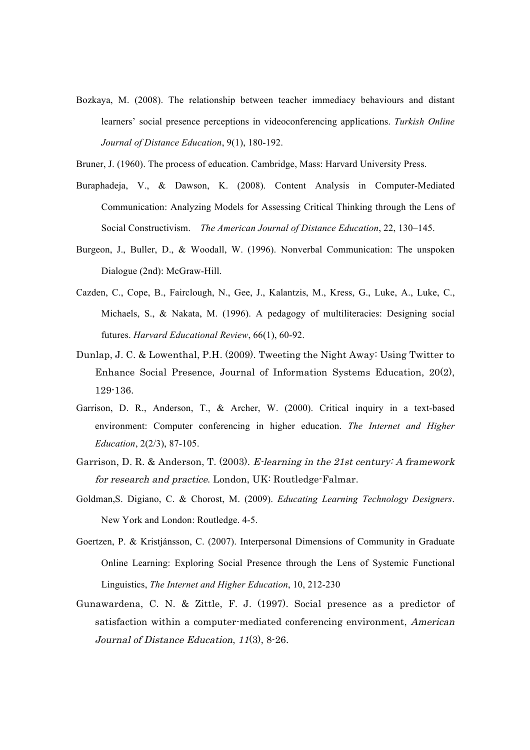Bozkaya, M. (2008). The relationship between teacher immediacy behaviours and distant learners' social presence perceptions in videoconferencing applications. *Turkish Online Journal of Distance Education*, 9(1), 180-192.

Bruner, J. (1960). The process of education. Cambridge, Mass: Harvard University Press.

Buraphadeja, V., & Dawson, K. (2008). Content Analysis in Computer-Mediated Communication: Analyzing Models for Assessing Critical Thinking through the Lens of Social Constructivism. *The American Journal of Distance Education*, 22, 130–145.

Burgeon, J., Buller, D., & Woodall, W. (1996). Nonverbal Communication: The unspoken Dialogue (2nd): McGraw-Hill.

Cazden, C., Cope, B., Fairclough, N., Gee, J., Kalantzis, M., Kress, G., Luke, A., Luke, C., Michaels, S., & Nakata, M. (1996). A pedagogy of multiliteracies: Designing social futures. *Harvard Educational Review*, 66(1), 60-92.

Dunlap, J. C. & Lowenthal, P.H. (2009). Tweeting the Night Away: Using Twitter to Enhance Social Presence, Journal of Information Systems Education, 20(2), 129-136.

Garrison, D. R., Anderson, T., & Archer, W. (2000). Critical inquiry in a text-based environment: Computer conferencing in higher education. *The Internet and Higher Education*, 2(2/3), 87-105.

Garrison, D. R. & Anderson, T. (2003). *E-learning in the 21st century: A framework for research and practice*. London, UK: Routledge-Falmar.

Goldman,S. Digiano, C. & Chorost, M. (2009). *Educating Learning Technology Designers*. New York and London: Routledge. 4-5.

Goertzen, P. & Kristjánsson, C. (2007). Interpersonal Dimensions of Community in Graduate Online Learning: Exploring Social Presence through the Lens of Systemic Functional Linguistics, *The Internet and Higher Education*, 10, 212-230

Gunawardena, C. N. & Zittle, F. J. (1997). Social presence as a predictor of satisfaction within a computer-mediated conferencing environment, *American Journal of Distance Education*, *11*(3), 8-26.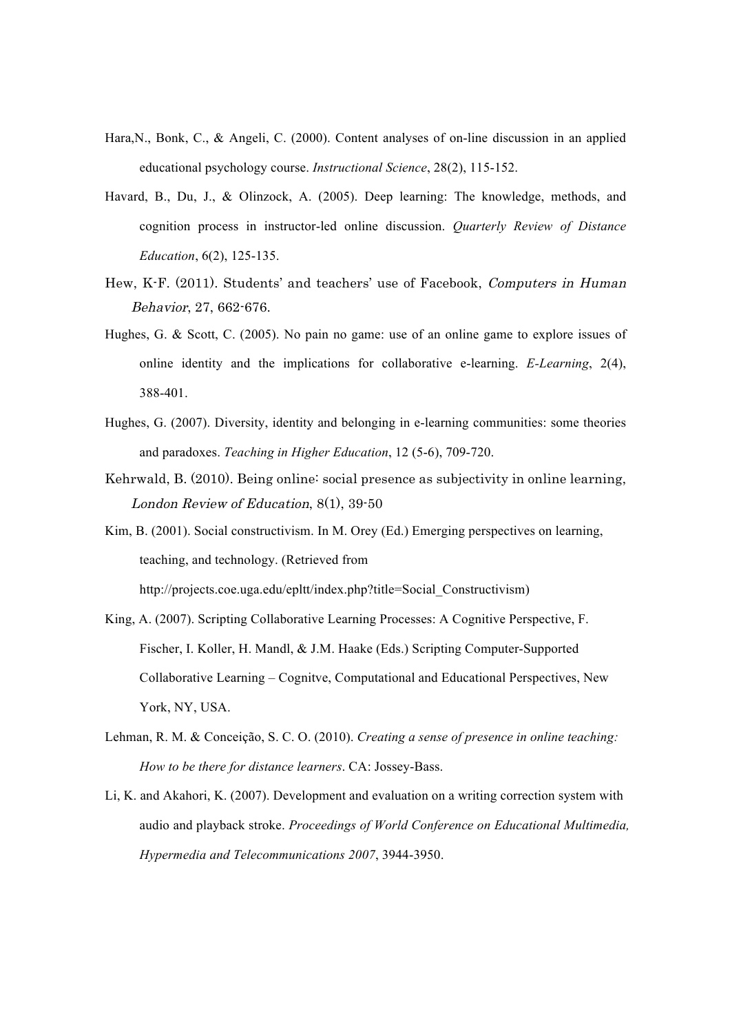Hara,N., Bonk, C., & Angeli, C. (2000). Content analyses of on-line discussion in an applied educational psychology course. *Instructional Science*, 28(2), 115-152.

Havard, B., Du, J., & Olinzock, A. (2005). Deep learning: The knowledge, methods, and cognition process in instructor-led online discussion. *Quarterly Review of Distance Education*, 6(2), 125-135.

Hew, K-F. (2011). Students' and teachers' use of Facebook, *Computers in Human Behavior*, 27, 662-676.

Hughes, G. & Scott, C. (2005). No pain no game: use of an online game to explore issues of online identity and the implications for collaborative e-learning. *E-Learning*, 2(4), 388-401.

Hughes, G. (2007). Diversity, identity and belonging in e-learning communities: some theories and paradoxes. *Teaching in Higher Education*, 12 (5-6), 709-720.

Kehrwald, B. (2010). Being online: social presence as subjectivity in online learning, *London Review of Education*, 8(1), 39-50

Kim, B. (2001). Social constructivism. In M. Orey (Ed.) Emerging perspectives on learning, teaching, and technology. (Retrieved from http://projects.coe.uga.edu/epltt/index.php?title=Social_Constructivism)

King, A. (2007). Scripting Collaborative Learning Processes: A Cognitive Perspective, F. Fischer, I. Koller, H. Mandl, & J.M. Haake (Eds.) Scripting Computer-Supported Collaborative Learning – Cognitve, Computational and Educational Perspectives, New York, NY, USA.

Lehman, R. M. & Conceição, S. C. O. (2010). *Creating a sense of presence in online teaching: How to be there for distance learners*. CA: Jossey-Bass.

Li, K. and Akahori, K. (2007). Development and evaluation on a writing correction system with audio and playback stroke. *Proceedings of World Conference on Educational Multimedia, Hypermedia and Telecommunications 2007*, 3944-3950.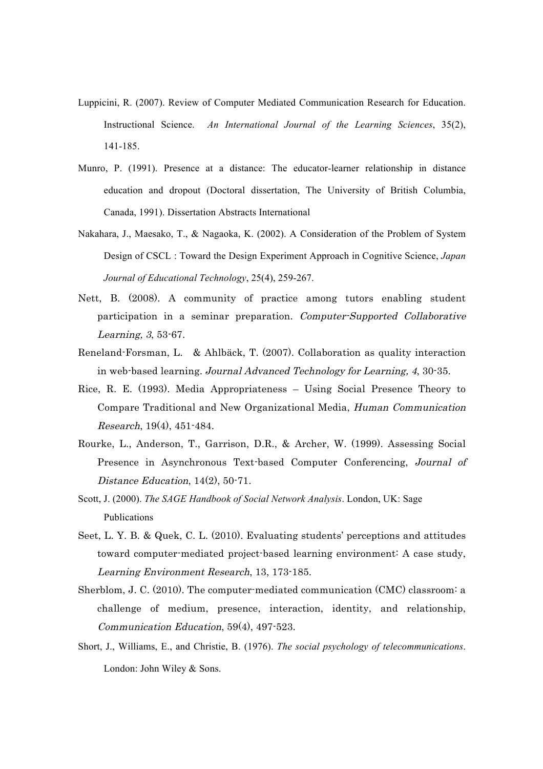Luppicini, R. (2007). Review of Computer Mediated Communication Research for Education. Instructional Science. *An International Journal of the Learning Sciences*, 35(2), 141-185.

Munro, P. (1991). Presence at a distance: The educator-learner relationship in distance education and dropout (Doctoral dissertation, The University of British Columbia, Canada, 1991). Dissertation Abstracts International

Nakahara, J., Maesako, T., & Nagaoka, K. (2002). A Consideration of the Problem of System Design of CSCL : Toward the Design Experiment Approach in Cognitive Science, *Japan Journal of Educational Technology*, 25(4), 259-267.

Nett, B. (2008). A community of practice among tutors enabling student participation in a seminar preparation. *Computer-Supported Collaborative Learning, 3*, 53-67.

Reneland-Forsman, L. & Ahlbäck, T. (2007). Collaboration as quality interaction in web-based learning. *Journal Advanced Technology for Learning, 4*, 30-35.

Rice, R. E. (1993). Media Appropriateness – Using Social Presence Theory to Compare Traditional and New Organizational Media, *Human Communication Research*, 19(4), 451-484.

Rourke, L., Anderson, T., Garrison, D.R., & Archer, W. (1999). Assessing Social Presence in Asynchronous Text-based Computer Conferencing, *Journal of Distance Education*, 14(2), 50-71.

Scott, J. (2000). *The SAGE Handbook of Social Network Analysis*. London, UK: Sage Publications

Seet, L. Y. B. & Quek, C. L. (2010). Evaluating students' perceptions and attitudes toward computer-mediated project-based learning environment: A case study, *Learning Environment Research*, 13, 173-185.

Sherblom, J. C. (2010). The computer-mediated communication (CMC) classroom: a challenge of medium, presence, interaction, identity, and relationship, *Communication Education*, 59(4), 497-523.

Short, J., Williams, E., and Christie, B. (1976). *The social psychology of telecommunications*. London: John Wiley & Sons.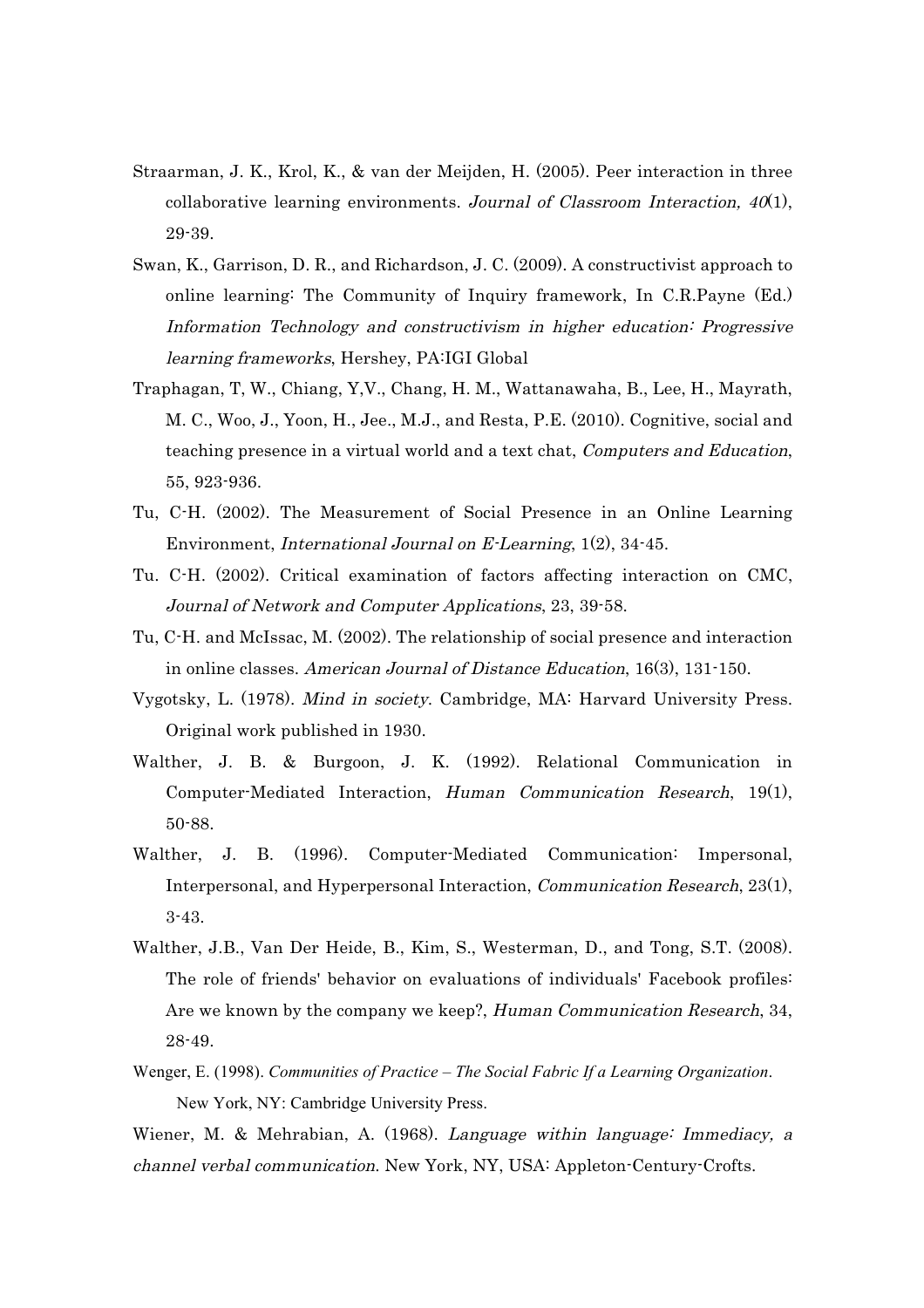Straarman, J. K., Krol, K., & van der Meijden, H. (2005). Peer interaction in three collaborative learning environments. *Journal of Classroom Interaction, 40*(1), 29-39.

Swan, K., Garrison, D. R., and Richardson, J. C. (2009). A constructivist approach to online learning: The Community of Inquiry framework, In C.R.Payne (Ed.) *Information Technology and constructivism in higher education: Progressive learning frameworks*, Hershey, PA:IGI Global

Traphagan, T, W., Chiang, Y,V., Chang, H. M., Wattanawaha, B., Lee, H., Mayrath, M. C., Woo, J., Yoon, H., Jee., M.J., and Resta, P.E. (2010). Cognitive, social and teaching presence in a virtual world and a text chat, *Computers and Education*, 55, 923-936.

Tu, C-H. (2002). The Measurement of Social Presence in an Online Learning Environment, *International Journal on E-Learning*, 1(2), 34-45.

Tu. C-H. (2002). Critical examination of factors affecting interaction on CMC, *Journal of Network and Computer Applications*, 23, 39-58.

Tu, C-H. and McIssac, M. (2002). The relationship of social presence and interaction in online classes. *American Journal of Distance Education*, 16(3), 131-150.

Vygotsky, L. (1978). *Mind in society*. Cambridge, MA: Harvard University Press. Original work published in 1930.

Walther, J. B. & Burgoon, J. K. (1992). Relational Communication in Computer-Mediated Interaction, *Human Communication Research*, 19(1), 50-88.

Walther, J. B. (1996). Computer-Mediated Communication: Impersonal, Interpersonal, and Hyperpersonal Interaction, *Communication Research*, 23(1), 3-43.

Walther, J.B., Van Der Heide, B., Kim, S., Westerman, D., and Tong, S.T. (2008). The role of friends' behavior on evaluations of individuals' Facebook profiles: Are we known by the company we keep?, *Human Communication Research*, 34, 28-49.

Wenger, E. (1998). *Communities of Practice – The Social Fabric If a Learning Organization*. New York, NY: Cambridge University Press.

Wiener, M. & Mehrabian, A. (1968). *Language within language: Immediacy, a channel verbal communication*. New York, NY, USA: Appleton-Century-Crofts.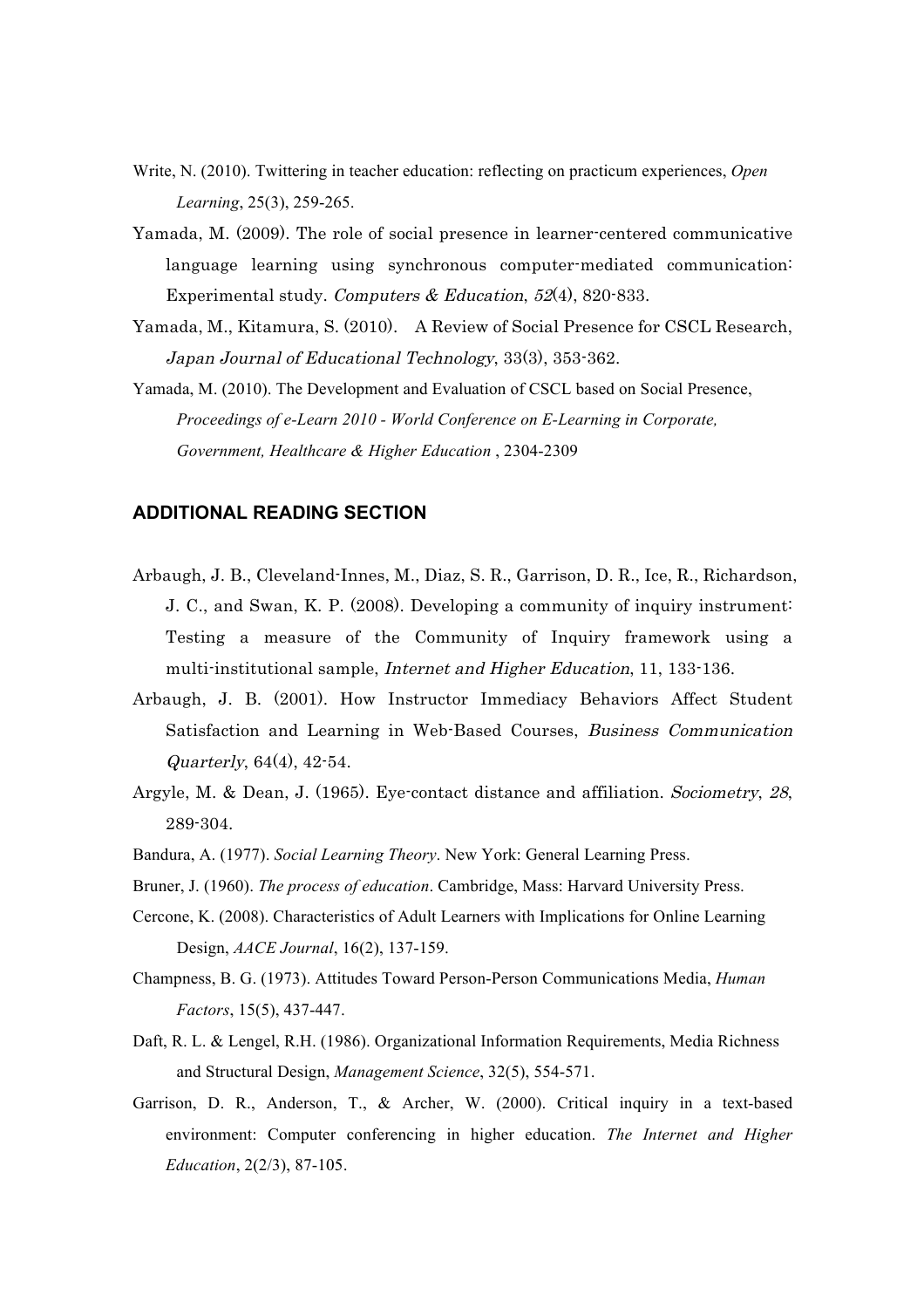Write, N. (2010). Twittering in teacher education: reflecting on practicum experiences, *Open Learning*, 25(3), 259-265.

Yamada, M. (2009). The role of social presence in learner-centered communicative language learning using synchronous computer-mediated communication: Experimental study. *Computers & Education*, *52*(4), 820-833.

Yamada, M., Kitamura, S. (2010). A Review of Social Presence for CSCL Research, *Japan Journal of Educational Technology*, 33(3), 353-362.

Yamada, M. (2010). The Development and Evaluation of CSCL based on Social Presence, *Proceedings of e-Learn 2010 - World Conference on E-Learning in Corporate, Government, Healthcare & Higher Education* , 2304-2309

## ADDITIONAL READING SECTION

Arbaugh, J. B., Cleveland-Innes, M., Diaz, S. R., Garrison, D. R., Ice, R., Richardson, J. C., and Swan, K. P. (2008). Developing a community of inquiry instrument: Testing a measure of the Community of Inquiry framework using a multi-institutional sample, *Internet and Higher Education*, 11, 133-136.

Arbaugh, J. B. (2001). How Instructor Immediacy Behaviors Affect Student Satisfaction and Learning in Web-Based Courses, *Business Communication Quarterly*, 64(4), 42-54.

Argyle, M. & Dean, J. (1965). Eye-contact distance and affiliation. *Sociometry*, *28*, 289-304.

Bandura, A. (1977). *Social Learning Theory*. New York: General Learning Press.

Bruner, J. (1960). *The process of education*. Cambridge, Mass: Harvard University Press.

Cercone, K. (2008). Characteristics of Adult Learners with Implications for Online Learning Design, *AACE Journal*, 16(2), 137-159.

Champness, B. G. (1973). Attitudes Toward Person-Person Communications Media, *Human Factors*, 15(5), 437-447.

Daft, R. L. & Lengel, R.H. (1986). Organizational Information Requirements, Media Richness and Structural Design, *Management Science*, 32(5), 554-571.

Garrison, D. R., Anderson, T., & Archer, W. (2000). Critical inquiry in a text-based environment: Computer conferencing in higher education. *The Internet and Higher Education*, 2(2/3), 87-105.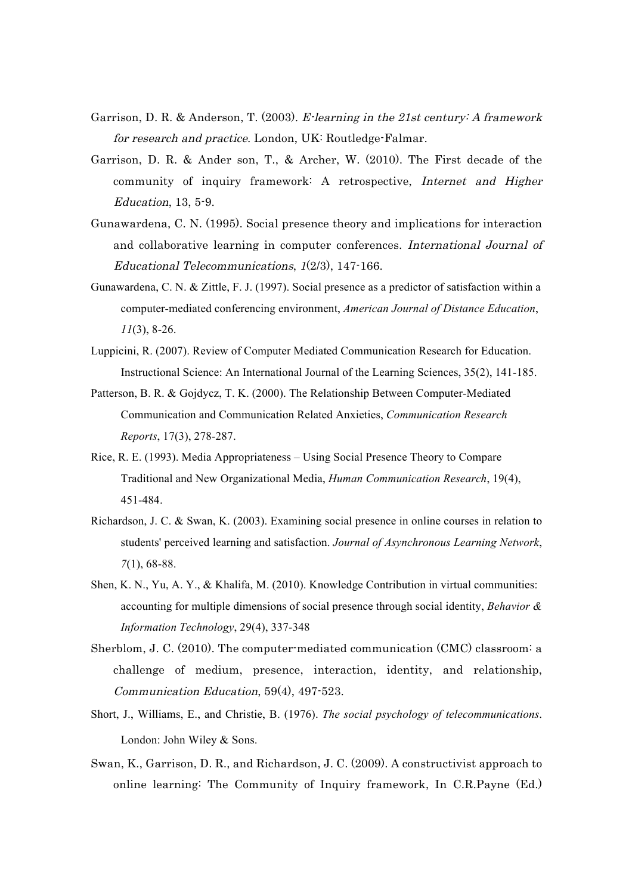Garrison, D. R. & Anderson, T. (2003). *E-learning in the 21st century: A framework for research and practice*. London, UK: Routledge-Falmar.

Garrison, D. R. & Ander son, T., & Archer, W. (2010). The First decade of the community of inquiry framework: A retrospective, *Internet and Higher Education*, 13, 5-9.

Gunawardena, C. N. (1995). Social presence theory and implications for interaction and collaborative learning in computer conferences. *International Journal of Educational Telecommunications*, *1*(2/3), 147-166.

Gunawardena, C. N. & Zittle, F. J. (1997). Social presence as a predictor of satisfaction within a computer-mediated conferencing environment, *American Journal of Distance Education*, *11*(3), 8-26.

Luppicini, R. (2007). Review of Computer Mediated Communication Research for Education. Instructional Science: An International Journal of the Learning Sciences, 35(2), 141-185.

Patterson, B. R. & Gojdycz, T. K. (2000). The Relationship Between Computer-Mediated Communication and Communication Related Anxieties, *Communication Research Reports*, 17(3), 278-287.

Rice, R. E. (1993). Media Appropriateness – Using Social Presence Theory to Compare Traditional and New Organizational Media, *Human Communication Research*, 19(4), 451-484.

Richardson, J. C. & Swan, K. (2003). Examining social presence in online courses in relation to students' perceived learning and satisfaction. *Journal of Asynchronous Learning Network*, *7*(1), 68-88.

Shen, K. N., Yu, A. Y., & Khalifa, M. (2010). Knowledge Contribution in virtual communities: accounting for multiple dimensions of social presence through social identity, *Behavior & Information Technology*, 29(4), 337-348

Sherblom, J. C. (2010). The computer-mediated communication (CMC) classroom: a challenge of medium, presence, interaction, identity, and relationship, *Communication Education*, 59(4), 497-523.

Short, J., Williams, E., and Christie, B. (1976). *The social psychology of telecommunications*. London: John Wiley & Sons.

Swan, K., Garrison, D. R., and Richardson, J. C. (2009). A constructivist approach to online learning: The Community of Inquiry framework, In C.R.Payne (Ed.)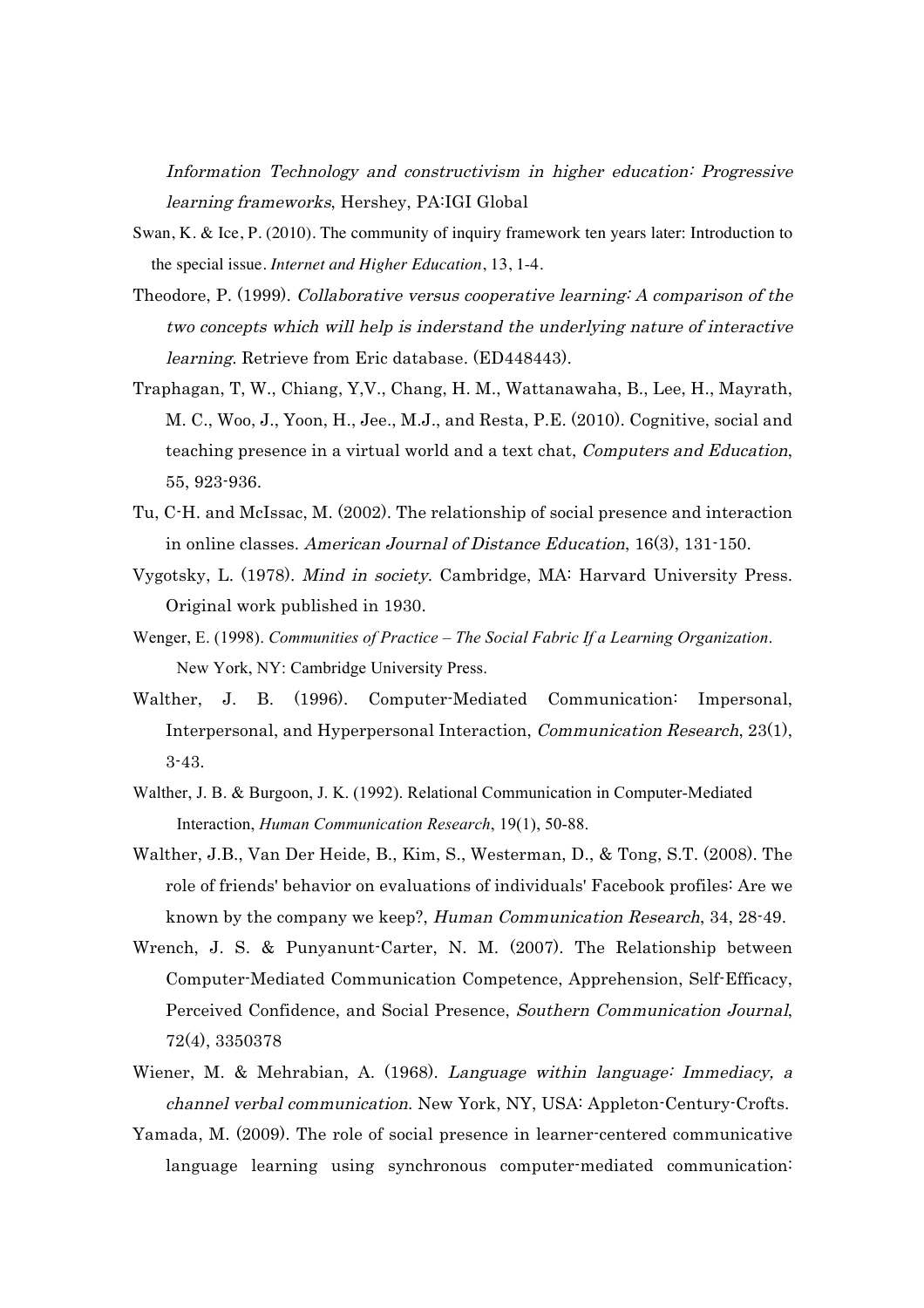*Information Technology and constructivism in higher education: Progressive learning frameworks*, Hershey, PA:IGI Global

Swan, K. & Ice, P. (2010). The community of inquiry framework ten years later: Introduction to the special issue. *Internet and Higher Education*, 13, 1-4.

Theodore, P. (1999). *Collaborative versus cooperative learning: A comparison of the two concepts which will help is inderstand the underlying nature of interactive learning*. Retrieve from Eric database. (ED448443).

Traphagan, T, W., Chiang, Y,V., Chang, H. M., Wattanawaha, B., Lee, H., Mayrath, M. C., Woo, J., Yoon, H., Jee., M.J., and Resta, P.E. (2010). Cognitive, social and teaching presence in a virtual world and a text chat, *Computers and Education*, 55, 923-936.

Tu, C-H. and McIssac, M. (2002). The relationship of social presence and interaction in online classes. *American Journal of Distance Education*, 16(3), 131-150.

Vygotsky, L. (1978). *Mind in society*. Cambridge, MA: Harvard University Press. Original work published in 1930.

Wenger, E. (1998). *Communities of Practice – The Social Fabric If a Learning Organization*. New York, NY: Cambridge University Press.

Walther, J. B. (1996). Computer-Mediated Communication: Impersonal, Interpersonal, and Hyperpersonal Interaction, *Communication Research*, 23(1), 3-43.

Walther, J. B. & Burgoon, J. K. (1992). Relational Communication in Computer-Mediated Interaction, *Human Communication Research*, 19(1), 50-88.

Walther, J.B., Van Der Heide, B., Kim, S., Westerman, D., & Tong, S.T. (2008). The role of friends' behavior on evaluations of individuals' Facebook profiles: Are we known by the company we keep?, *Human Communication Research*, 34, 28-49.

Wrench, J. S. & Punyanunt-Carter, N. M. (2007). The Relationship between Computer-Mediated Communication Competence, Apprehension, Self-Efficacy, Perceived Confidence, and Social Presence, *Southern Communication Journal*, 72(4), 3350378

Wiener, M. & Mehrabian, A. (1968). *Language within language: Immediacy, a channel verbal communication*. New York, NY, USA: Appleton-Century-Crofts.

Yamada, M. (2009). The role of social presence in learner-centered communicative language learning using synchronous computer-mediated communication: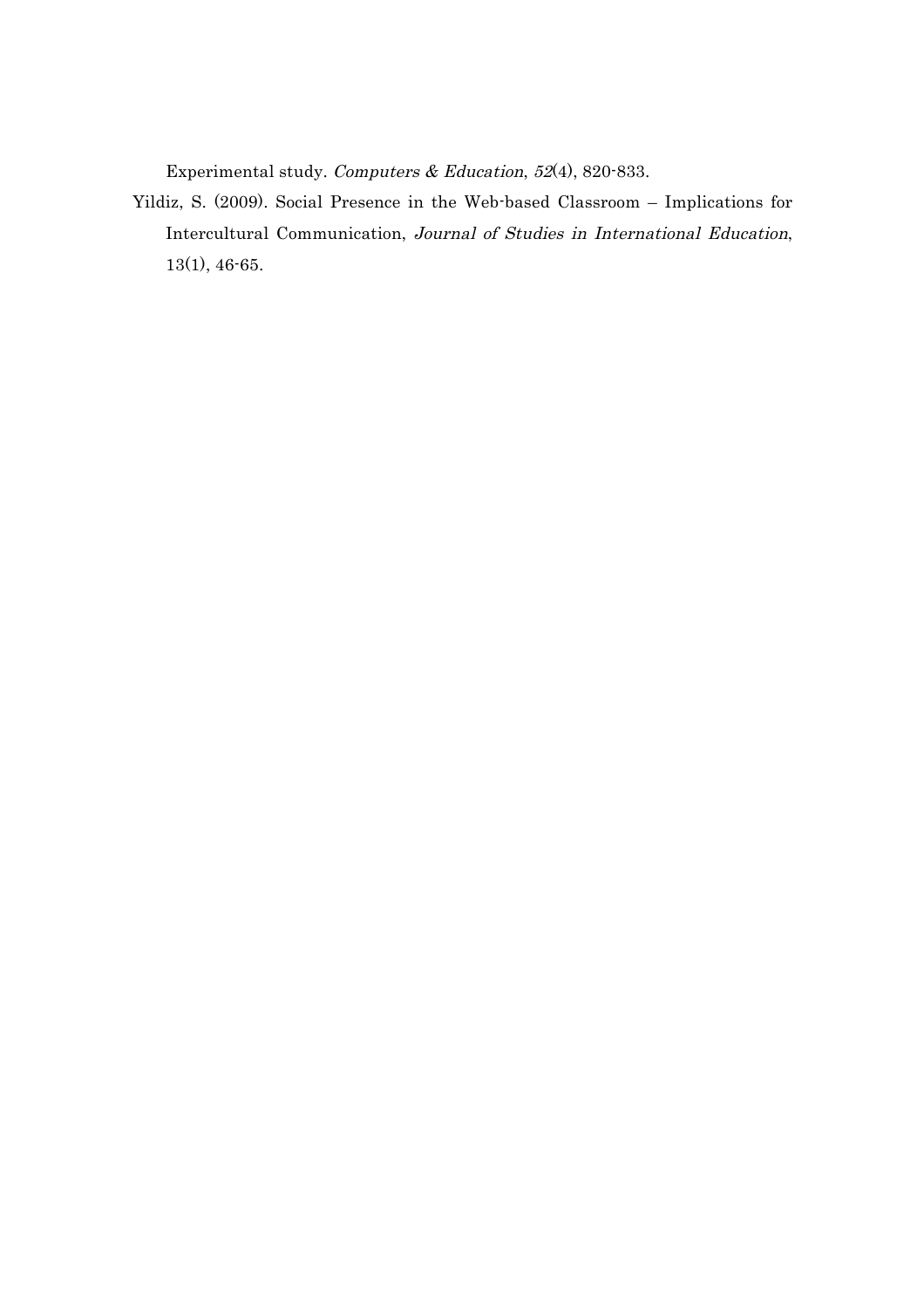Experimental study. *Computers & Education*, *52*(4), 820-833.

Yildiz, S. (2009). Social Presence in the Web-based Classroom – Implications for Intercultural Communication, *Journal of Studies in International Education*, 13(1), 46-65.